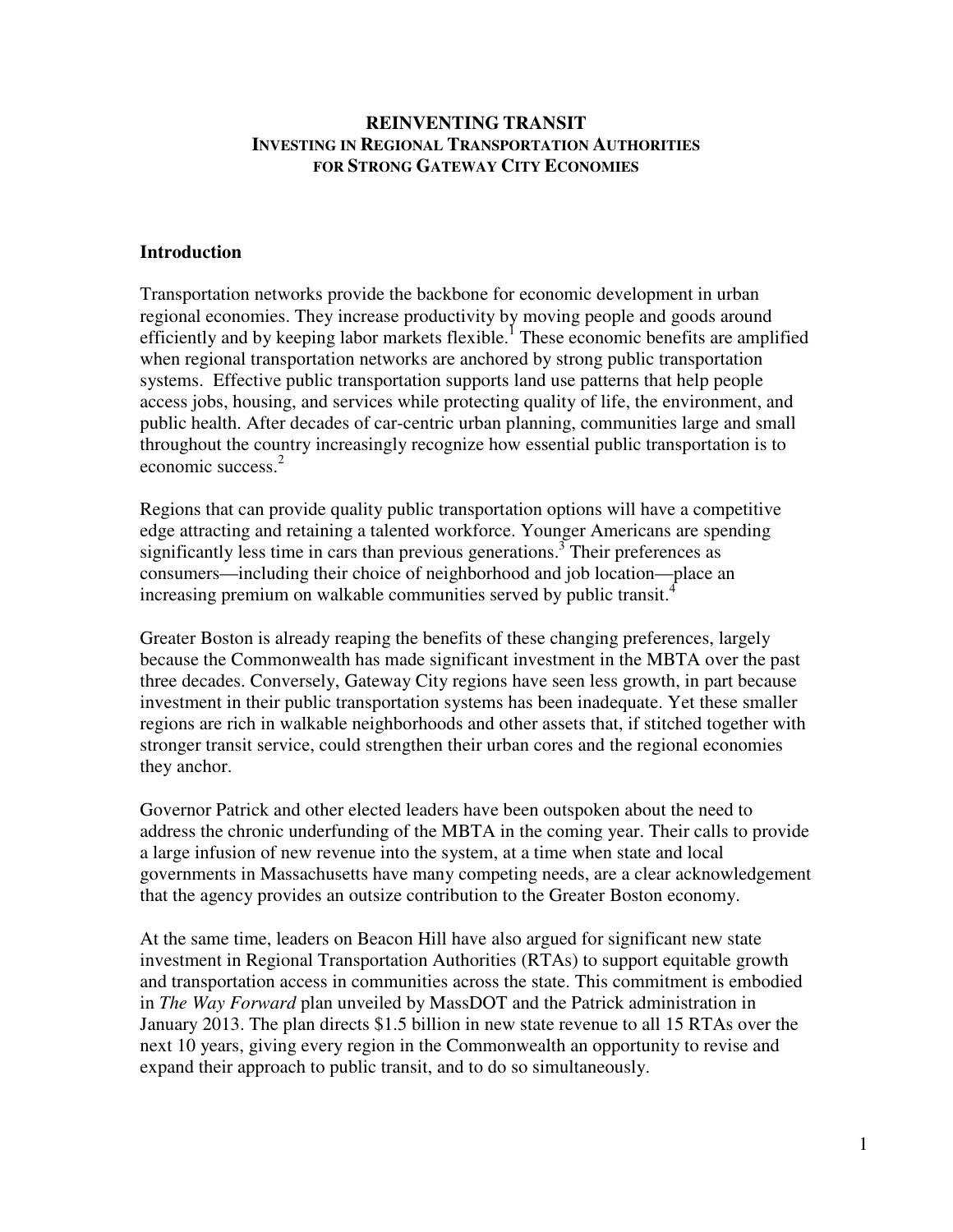# REINVENTING TRANSIT

## INVESTING IN REGIONAL TRANSPORTATION AUTHORITIES FOR STRONG GATEWAY CITY ECONOMIES

## Introduction

Transportation networks provide the backbone for economic development in urban regional economies. They increase productivity by moving people and goods around efficiently and by keeping labor markets flexible.[1] These economic benefits are amplified when regional transportation networks are anchored by strong public transportation systems. Effective public transportation supports land use patterns that help people access jobs, housing, and services while protecting quality of life, the environment, and public health. After decades of car-centric urban planning, communities large and small throughout the country increasingly recognize how essential public transportation is to economic success.[2]

Regions that can provide quality public transportation options will have a competitive edge attracting and retaining a talented workforce. Younger Americans are spending significantly less time in cars than previous generations.[3] Their preferences as consumers—including their choice of neighborhood and job location—place an increasing premium on walkable communities served by public transit.[4]

Greater Boston is already reaping the benefits of these changing preferences, largely because the Commonwealth has made significant investment in the MBTA over the past three decades. Conversely, Gateway City regions have seen less growth, in part because investment in their public transportation systems has been inadequate. Yet these smaller regions are rich in walkable neighborhoods and other assets that, if stitched together with stronger transit service, could strengthen their urban cores and the regional economies they anchor.

Governor Patrick and other elected leaders have been outspoken about the need to address the chronic underfunding of the MBTA in the coming year. Their calls to provide a large infusion of new revenue into the system, at a time when state and local governments in Massachusetts have many competing needs, are a clear acknowledgement that the agency provides an outsize contribution to the Greater Boston economy.

At the same time, leaders on Beacon Hill have also argued for significant new state investment in Regional Transportation Authorities (RTAs) to support equitable growth and transportation access in communities across the state. This commitment is embodied in *The Way Forward* plan unveiled by MassDOT and the Patrick administration in January 2013. The plan directs $1.5 billion in new state revenue to all 15 RTAs over the next 10 years, giving every region in the Commonwealth an opportunity to revise and expand their approach to public transit, and to do so simultaneously.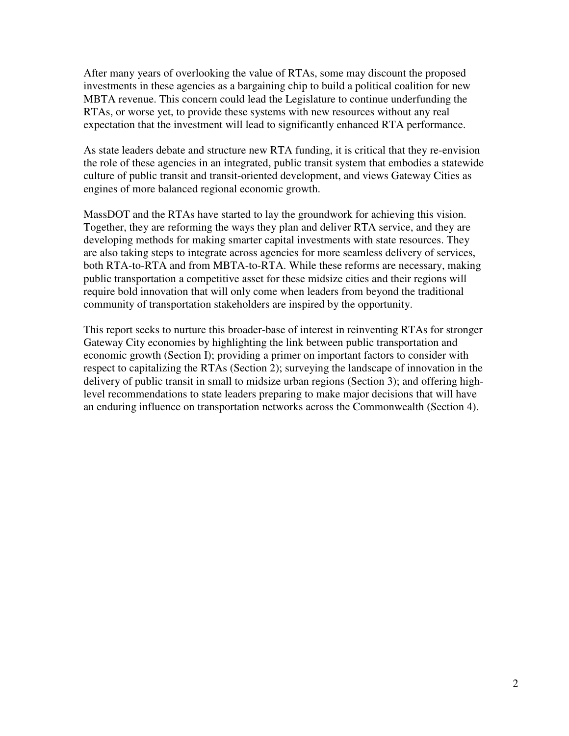After many years of overlooking the value of RTAs, some may discount the proposed investments in these agencies as a bargaining chip to build a political coalition for new MBTA revenue. This concern could lead the Legislature to continue underfunding the RTAs, or worse yet, to provide these systems with new resources without any real expectation that the investment will lead to significantly enhanced RTA performance.

As state leaders debate and structure new RTA funding, it is critical that they re-envision the role of these agencies in an integrated, public transit system that embodies a statewide culture of public transit and transit-oriented development, and views Gateway Cities as engines of more balanced regional economic growth.

MassDOT and the RTAs have started to lay the groundwork for achieving this vision. Together, they are reforming the ways they plan and deliver RTA service, and they are developing methods for making smarter capital investments with state resources. They are also taking steps to integrate across agencies for more seamless delivery of services, both RTA-to-RTA and from MBTA-to-RTA. While these reforms are necessary, making public transportation a competitive asset for these midsize cities and their regions will require bold innovation that will only come when leaders from beyond the traditional community of transportation stakeholders are inspired by the opportunity.

This report seeks to nurture this broader-base of interest in reinventing RTAs for stronger Gateway City economies by highlighting the link between public transportation and economic growth (Section I); providing a primer on important factors to consider with respect to capitalizing the RTAs (Section 2); surveying the landscape of innovation in the delivery of public transit in small to midsize urban regions (Section 3); and offering high-level recommendations to state leaders preparing to make major decisions that will have an enduring influence on transportation networks across the Commonwealth (Section 4).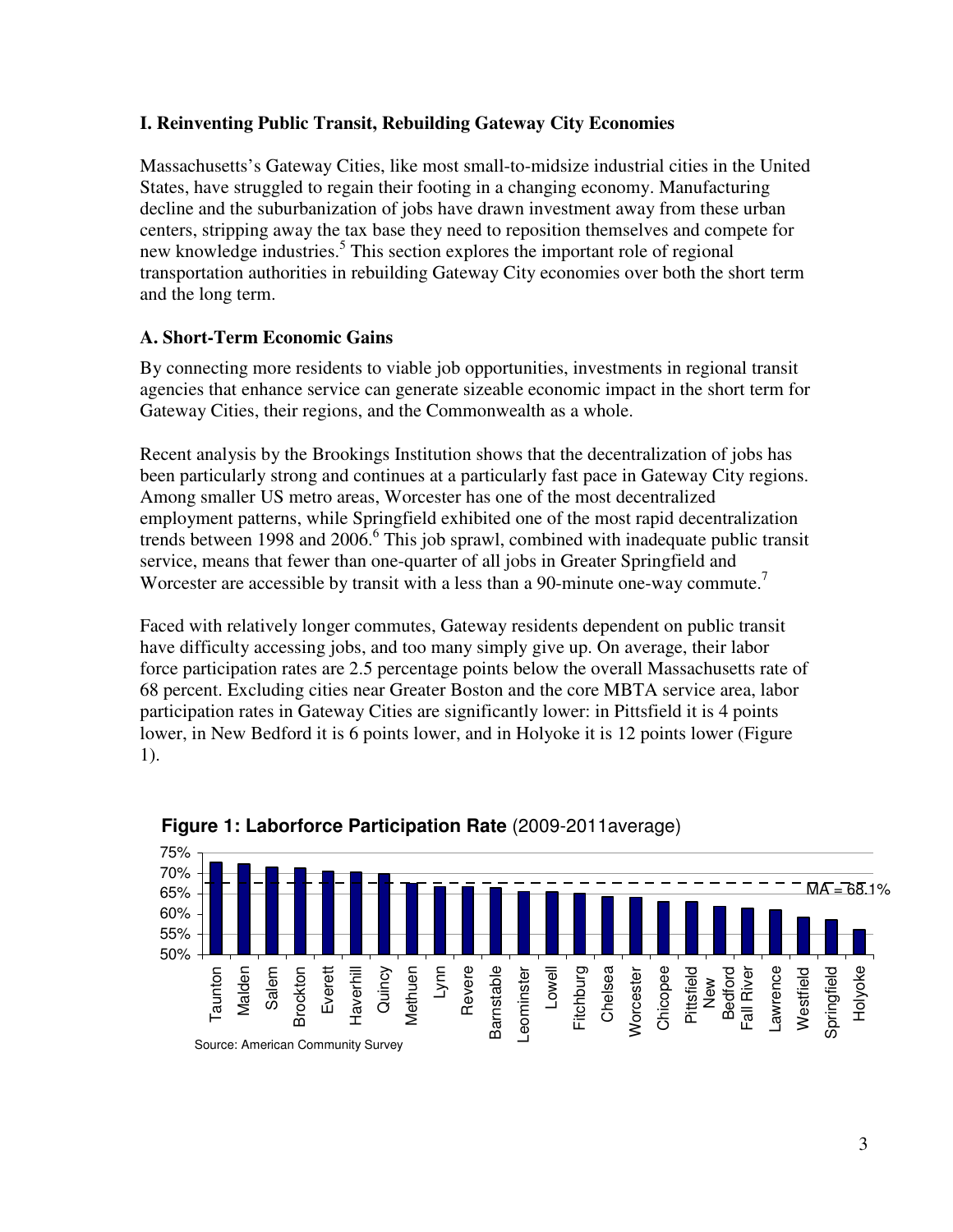## I. Reinventing Public Transit, Rebuilding Gateway City Economies

Massachusetts's Gateway Cities, like most small-to-midsize industrial cities in the United States, have struggled to regain their footing in a changing economy. Manufacturing decline and the suburbanization of jobs have drawn investment away from these urban centers, stripping away the tax base they need to reposition themselves and compete for new knowledge industries.[5] This section explores the important role of regional transportation authorities in rebuilding Gateway City economies over both the short term and the long term.

### A. Short-Term Economic Gains

By connecting more residents to viable job opportunities, investments in regional transit agencies that enhance service can generate sizeable economic impact in the short term for Gateway Cities, their regions, and the Commonwealth as a whole.

Recent analysis by the Brookings Institution shows that the decentralization of jobs has been particularly strong and continues at a particularly fast pace in Gateway City regions. Among smaller US metro areas, Worcester has one of the most decentralized employment patterns, while Springfield exhibited one of the most rapid decentralization trends between 1998 and 2006.[6] This job sprawl, combined with inadequate public transit service, means that fewer than one-quarter of all jobs in Greater Springfield and Worcester are accessible by transit with a less than a 90-minute one-way commute.[7]

Faced with relatively longer commutes, Gateway residents dependent on public transit have difficulty accessing jobs, and too many simply give up. On average, their labor force participation rates are 2.5 percentage points below the overall Massachusetts rate of 68 percent. Excluding cities near Greater Boston and the core MBTA service area, labor participation rates in Gateway Cities are significantly lower: in Pittsfield it is 4 points lower, in New Bedford it is 6 points lower, and in Holyoke it is 12 points lower (Figure 1).

**Figure 1: Laborforce Participation Rate** (2009-2011average)

Source: American Community Survey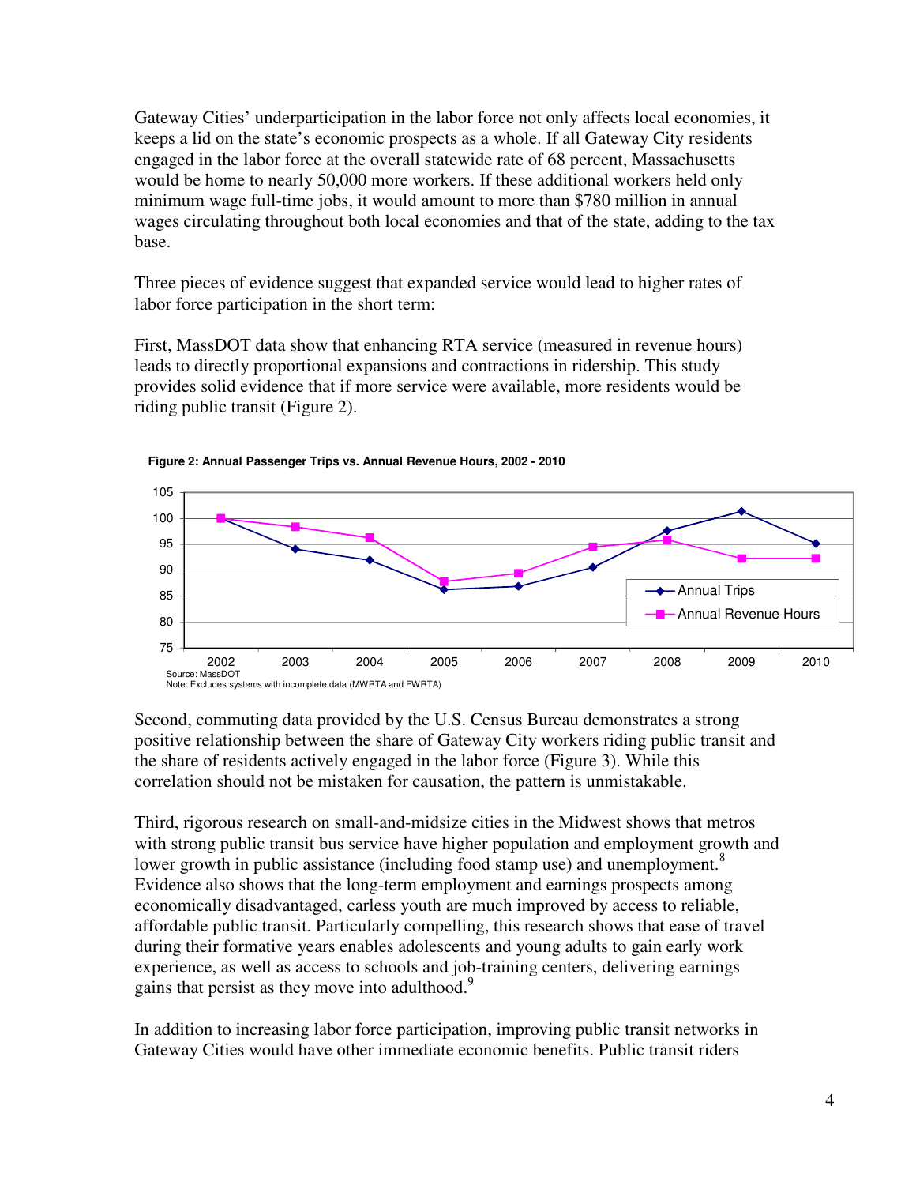Gateway Cities' underparticipation in the labor force not only affects local economies, it keeps a lid on the state's economic prospects as a whole. If all Gateway City residents engaged in the labor force at the overall statewide rate of 68 percent, Massachusetts would be home to nearly 50,000 more workers. If these additional workers held only minimum wage full-time jobs, it would amount to more than $780 million in annual wages circulating throughout both local economies and that of the state, adding to the tax base.

Three pieces of evidence suggest that expanded service would lead to higher rates of labor force participation in the short term:

First, MassDOT data show that enhancing RTA service (measured in revenue hours) leads to directly proportional expansions and contractions in ridership. This study provides solid evidence that if more service were available, more residents would be riding public transit (Figure 2).

**Figure 2: Annual Passenger Trips vs. Annual Revenue Hours, 2002 - 2010**

Source: MassDOT
Note: Excludes systems with incomplete data (MWRTA and FWRTA)

Second, commuting data provided by the U.S. Census Bureau demonstrates a strong positive relationship between the share of Gateway City workers riding public transit and the share of residents actively engaged in the labor force (Figure 3). While this correlation should not be mistaken for causation, the pattern is unmistakable.

Third, rigorous research on small-and-midsize cities in the Midwest shows that metros with strong public transit bus service have higher population and employment growth and lower growth in public assistance (including food stamp use) and unemployment.[8] Evidence also shows that the long-term employment and earnings prospects among economically disadvantaged, carless youth are much improved by access to reliable, affordable public transit. Particularly compelling, this research shows that ease of travel during their formative years enables adolescents and young adults to gain early work experience, as well as access to schools and job-training centers, delivering earnings gains that persist as they move into adulthood.[9]

In addition to increasing labor force participation, improving public transit networks in Gateway Cities would have other immediate economic benefits. Public transit riders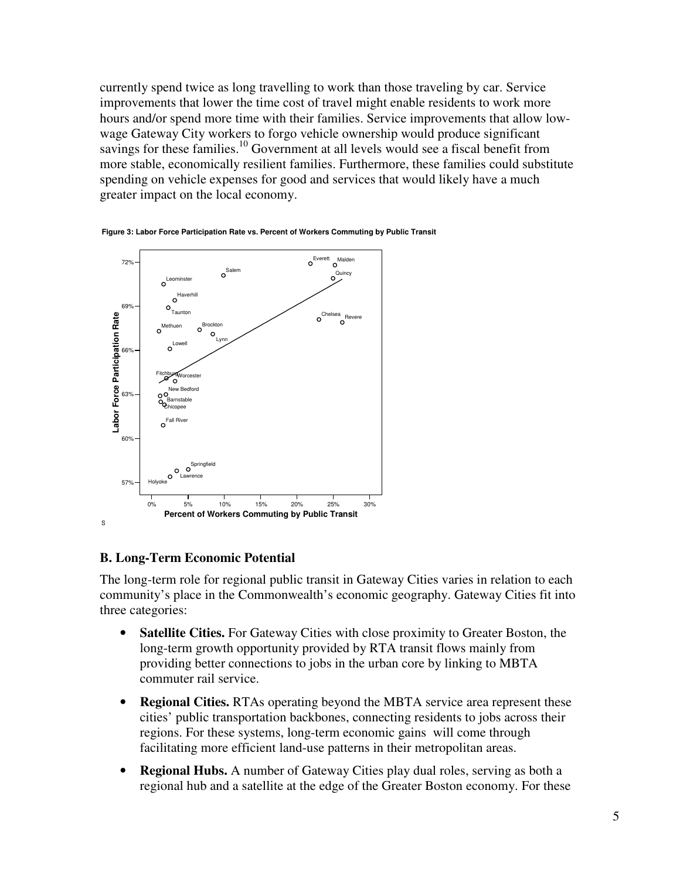currently spend twice as long travelling to work than those traveling by car. Service improvements that lower the time cost of travel might enable residents to work more hours and/or spend more time with their families. Service improvements that allow low-wage Gateway City workers to forgo vehicle ownership would produce significant savings for these families.[10] Government at all levels would see a fiscal benefit from more stable, economically resilient families. Furthermore, these families could substitute spending on vehicle expenses for good and services that would likely have a much greater impact on the local economy.

**Figure 3: Labor Force Participation Rate vs. Percent of Workers Commuting by Public Transit**

S

## B. Long-Term Economic Potential

The long-term role for regional public transit in Gateway Cities varies in relation to each community's place in the Commonwealth's economic geography. Gateway Cities fit into three categories:

- **Satellite Cities.** For Gateway Cities with close proximity to Greater Boston, the long-term growth opportunity provided by RTA transit flows mainly from providing better connections to jobs in the urban core by linking to MBTA commuter rail service.
- **Regional Cities.** RTAs operating beyond the MBTA service area represent these cities' public transportation backbones, connecting residents to jobs across their regions. For these systems, long-term economic gains will come through facilitating more efficient land-use patterns in their metropolitan areas.
- **Regional Hubs.** A number of Gateway Cities play dual roles, serving as both a regional hub and a satellite at the edge of the Greater Boston economy. For these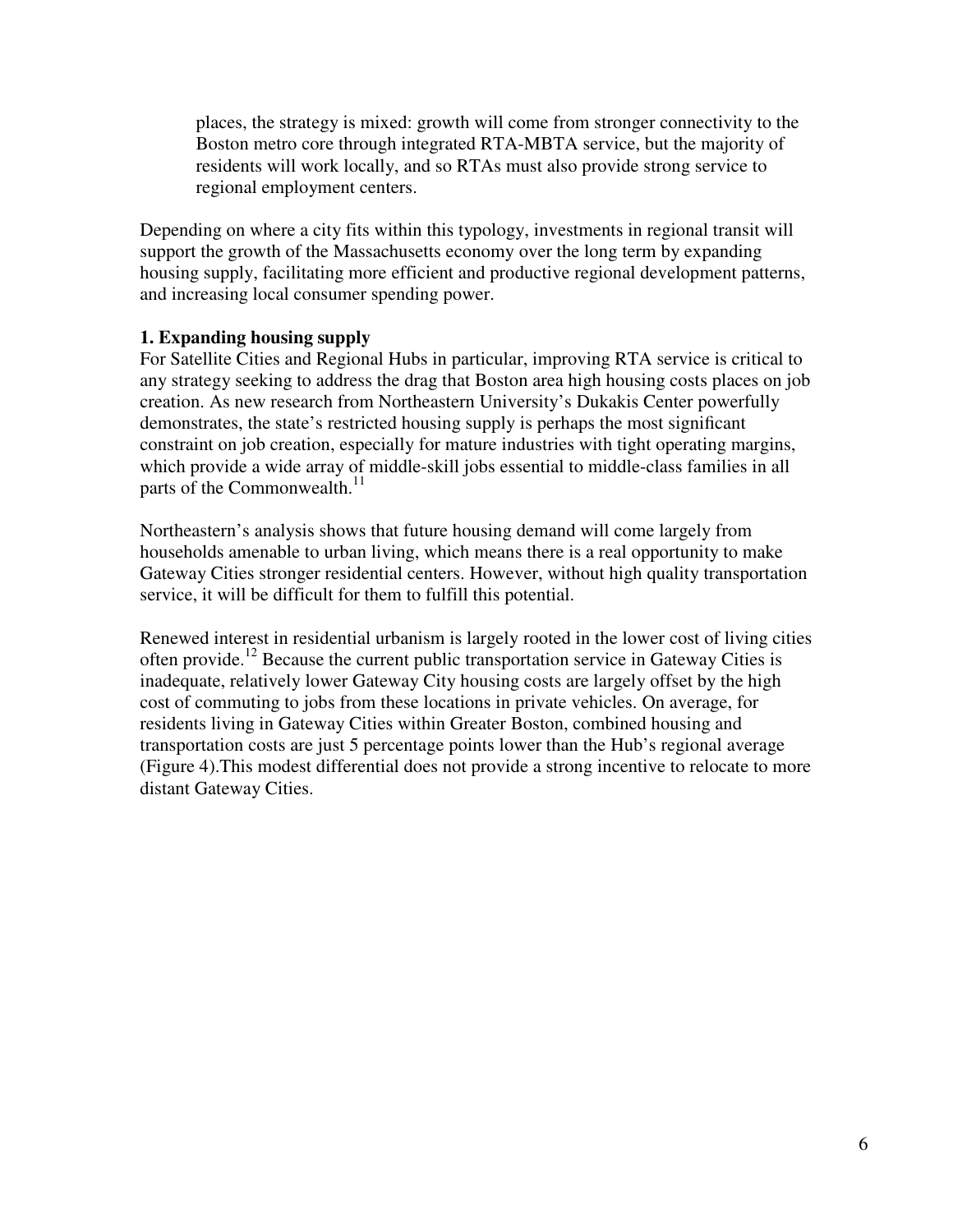places, the strategy is mixed: growth will come from stronger connectivity to the Boston metro core through integrated RTA-MBTA service, but the majority of residents will work locally, and so RTAs must also provide strong service to regional employment centers.

Depending on where a city fits within this typology, investments in regional transit will support the growth of the Massachusetts economy over the long term by expanding housing supply, facilitating more efficient and productive regional development patterns, and increasing local consumer spending power.

**1. Expanding housing supply**

For Satellite Cities and Regional Hubs in particular, improving RTA service is critical to any strategy seeking to address the drag that Boston area high housing costs places on job creation. As new research from Northeastern University's Dukakis Center powerfully demonstrates, the state's restricted housing supply is perhaps the most significant constraint on job creation, especially for mature industries with tight operating margins, which provide a wide array of middle-skill jobs essential to middle-class families in all parts of the Commonwealth.[11]

Northeastern's analysis shows that future housing demand will come largely from households amenable to urban living, which means there is a real opportunity to make Gateway Cities stronger residential centers. However, without high quality transportation service, it will be difficult for them to fulfill this potential.

Renewed interest in residential urbanism is largely rooted in the lower cost of living cities often provide.[12] Because the current public transportation service in Gateway Cities is inadequate, relatively lower Gateway City housing costs are largely offset by the high cost of commuting to jobs from these locations in private vehicles. On average, for residents living in Gateway Cities within Greater Boston, combined housing and transportation costs are just 5 percentage points lower than the Hub's regional average (Figure 4).This modest differential does not provide a strong incentive to relocate to more distant Gateway Cities.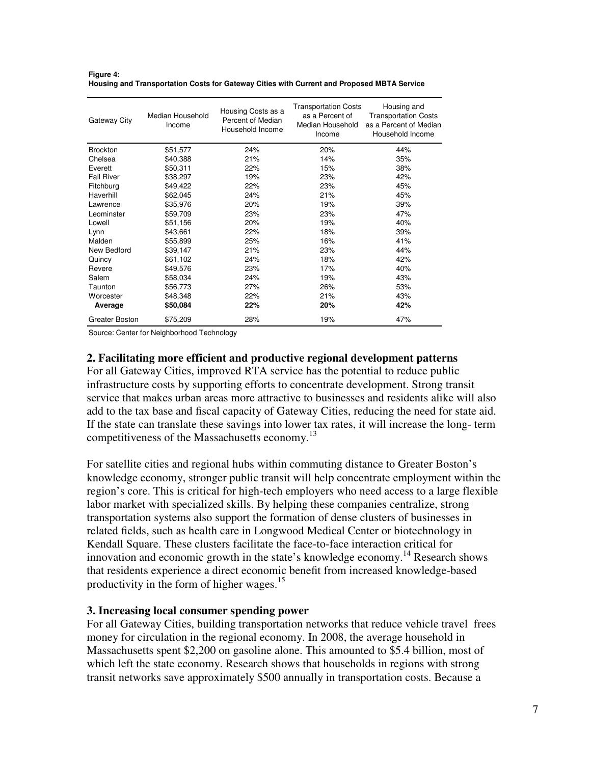**Figure 4:**
**Housing and Transportation Costs for Gateway Cities with Current and Proposed MBTA Service**

| Gateway City | Median Household Income | Housing Costs as a Percent of Median Household Income | Transportation Costs as a Percent of Median Household Income | Housing and Transportation Costs as a Percent of Median Household Income |
|---|---|---|---|---|
| Brockton | $51,577 | 24% | 20% | 44% |
| Chelsea | $40,388 | 21% | 14% | 35% |
| Everett | $50,311 | 22% | 15% | 38% |
| Fall River | $38,297 | 19% | 23% | 42% |
| Fitchburg | $49,422 | 22% | 23% | 45% |
| Haverhill | $62,045 | 24% | 21% | 45% |
| Lawrence | $35,976 | 20% | 19% | 39% |
| Leominster | $59,709 | 23% | 23% | 47% |
| Lowell | $51,156 | 20% | 19% | 40% |
| Lynn | $43,661 | 22% | 18% | 39% |
| Malden | $55,899 | 25% | 16% | 41% |
| New Bedford | $39,147 | 21% | 23% | 44% |
| Quincy | $61,102 | 24% | 18% | 42% |
| Revere | $49,576 | 23% | 17% | 40% |
| Salem | $58,034 | 24% | 19% | 43% |
| Taunton | $56,773 | 27% | 26% | 53% |
| Worcester | $48,348 | 22% | 21% | 43% |
| **Average** | **$50,084** | **22%** | **20%** | **42%** |
| Greater Boston | $75,209 | 28% | 19% | 47% |

Source: Center for Neighborhood Technology

### 2. Facilitating more efficient and productive regional development patterns

For all Gateway Cities, improved RTA service has the potential to reduce public infrastructure costs by supporting efforts to concentrate development. Strong transit service that makes urban areas more attractive to businesses and residents alike will also add to the tax base and fiscal capacity of Gateway Cities, reducing the need for state aid. If the state can translate these savings into lower tax rates, it will increase the long- term competitiveness of the Massachusetts economy.[13]

For satellite cities and regional hubs within commuting distance to Greater Boston's knowledge economy, stronger public transit will help concentrate employment within the region's core. This is critical for high-tech employers who need access to a large flexible labor market with specialized skills. By helping these companies centralize, strong transportation systems also support the formation of dense clusters of businesses in related fields, such as health care in Longwood Medical Center or biotechnology in Kendall Square. These clusters facilitate the face-to-face interaction critical for innovation and economic growth in the state's knowledge economy.[14] Research shows that residents experience a direct economic benefit from increased knowledge-based productivity in the form of higher wages.[15]

### 3. Increasing local consumer spending power

For all Gateway Cities, building transportation networks that reduce vehicle travel frees money for circulation in the regional economy. In 2008, the average household in Massachusetts spent $2,200 on gasoline alone. This amounted to $5.4 billion, most of which left the state economy. Research shows that households in regions with strong transit networks save approximately $500 annually in transportation costs. Because a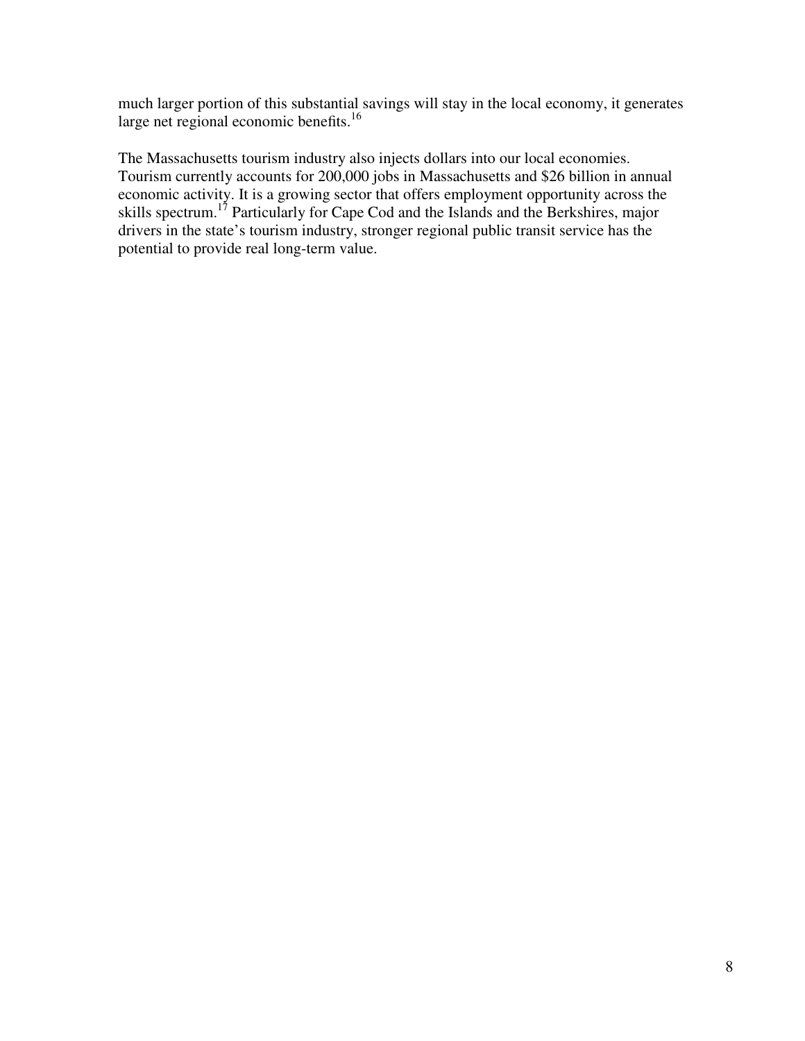much larger portion of this substantial savings will stay in the local economy, it generates large net regional economic benefits.[16]

The Massachusetts tourism industry also injects dollars into our local economies. Tourism currently accounts for 200,000 jobs in Massachusetts and $26 billion in annual economic activity. It is a growing sector that offers employment opportunity across the skills spectrum.[17] Particularly for Cape Cod and the Islands and the Berkshires, major drivers in the state's tourism industry, stronger regional public transit service has the potential to provide real long-term value.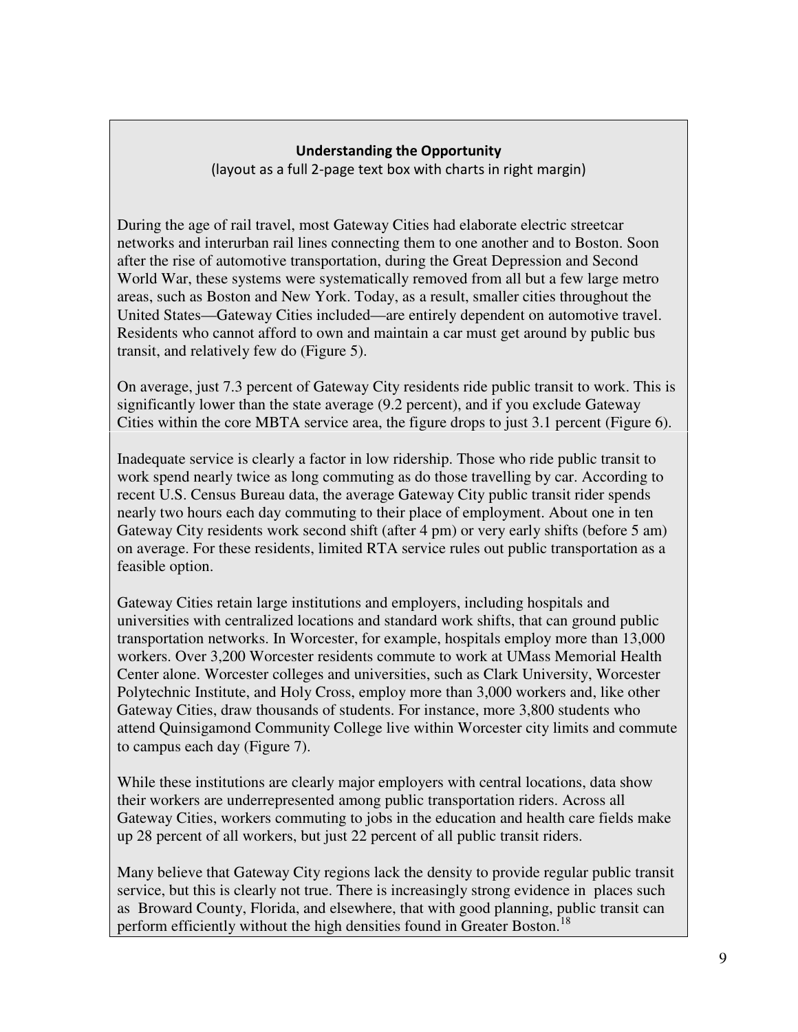### Understanding the Opportunity

(layout as a full 2-page text box with charts in right margin)

During the age of rail travel, most Gateway Cities had elaborate electric streetcar networks and interurban rail lines connecting them to one another and to Boston. Soon after the rise of automotive transportation, during the Great Depression and Second World War, these systems were systematically removed from all but a few large metro areas, such as Boston and New York. Today, as a result, smaller cities throughout the United States—Gateway Cities included—are entirely dependent on automotive travel. Residents who cannot afford to own and maintain a car must get around by public bus transit, and relatively few do (Figure 5).

On average, just 7.3 percent of Gateway City residents ride public transit to work. This is significantly lower than the state average (9.2 percent), and if you exclude Gateway Cities within the core MBTA service area, the figure drops to just 3.1 percent (Figure 6).

Inadequate service is clearly a factor in low ridership. Those who ride public transit to work spend nearly twice as long commuting as do those travelling by car. According to recent U.S. Census Bureau data, the average Gateway City public transit rider spends nearly two hours each day commuting to their place of employment. About one in ten Gateway City residents work second shift (after 4 pm) or very early shifts (before 5 am) on average. For these residents, limited RTA service rules out public transportation as a feasible option.

Gateway Cities retain large institutions and employers, including hospitals and universities with centralized locations and standard work shifts, that can ground public transportation networks. In Worcester, for example, hospitals employ more than 13,000 workers. Over 3,200 Worcester residents commute to work at UMass Memorial Health Center alone. Worcester colleges and universities, such as Clark University, Worcester Polytechnic Institute, and Holy Cross, employ more than 3,000 workers and, like other Gateway Cities, draw thousands of students. For instance, more 3,800 students who attend Quinsigamond Community College live within Worcester city limits and commute to campus each day (Figure 7).

While these institutions are clearly major employers with central locations, data show their workers are underrepresented among public transportation riders. Across all Gateway Cities, workers commuting to jobs in the education and health care fields make up 28 percent of all workers, but just 22 percent of all public transit riders.

Many believe that Gateway City regions lack the density to provide regular public transit service, but this is clearly not true. There is increasingly strong evidence in places such as Broward County, Florida, and elsewhere, that with good planning, public transit can perform efficiently without the high densities found in Greater Boston.[18]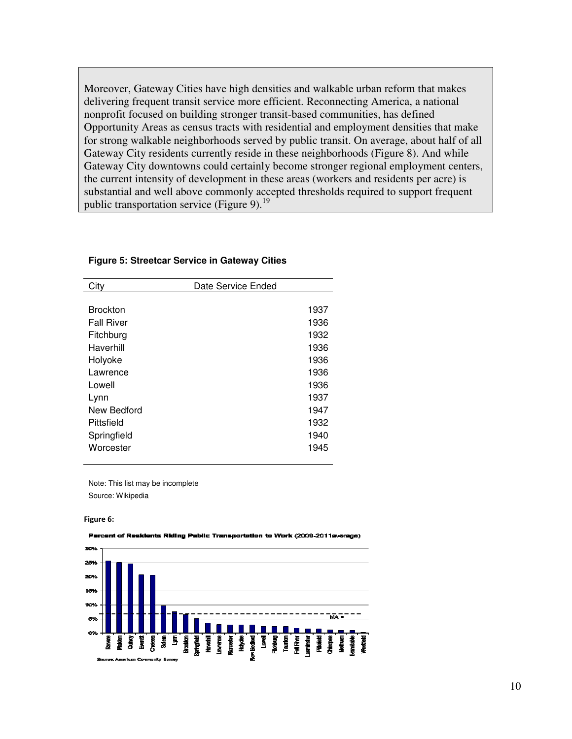Moreover, Gateway Cities have high densities and walkable urban reform that makes delivering frequent transit service more efficient. Reconnecting America, a national nonprofit focused on building stronger transit-based communities, has defined Opportunity Areas as census tracts with residential and employment densities that make for strong walkable neighborhoods served by public transit. On average, about half of all Gateway City residents currently reside in these neighborhoods (Figure 8). And while Gateway City downtowns could certainly become stronger regional employment centers, the current intensity of development in these areas (workers and residents per acre) is substantial and well above commonly accepted thresholds required to support frequent public transportation service (Figure 9).[19]

**Figure 5: Streetcar Service in Gateway Cities**

| City | Date Service Ended |
|---|---|
| Brockton | 1937 |
| Fall River | 1936 |
| Fitchburg | 1932 |
| Haverhill | 1936 |
| Holyoke | 1936 |
| Lawrence | 1936 |
| Lowell | 1936 |
| Lynn | 1937 |
| New Bedford | 1947 |
| Pittsfield | 1932 |
| Springfield | 1940 |
| Worcester | 1945 |

Note: This list may be incomplete

Source: Wikipedia

**Figure 6:**

**Percent of Residents Riding Public Transportation to Work (2009-2011average)**

Source: American Community Survey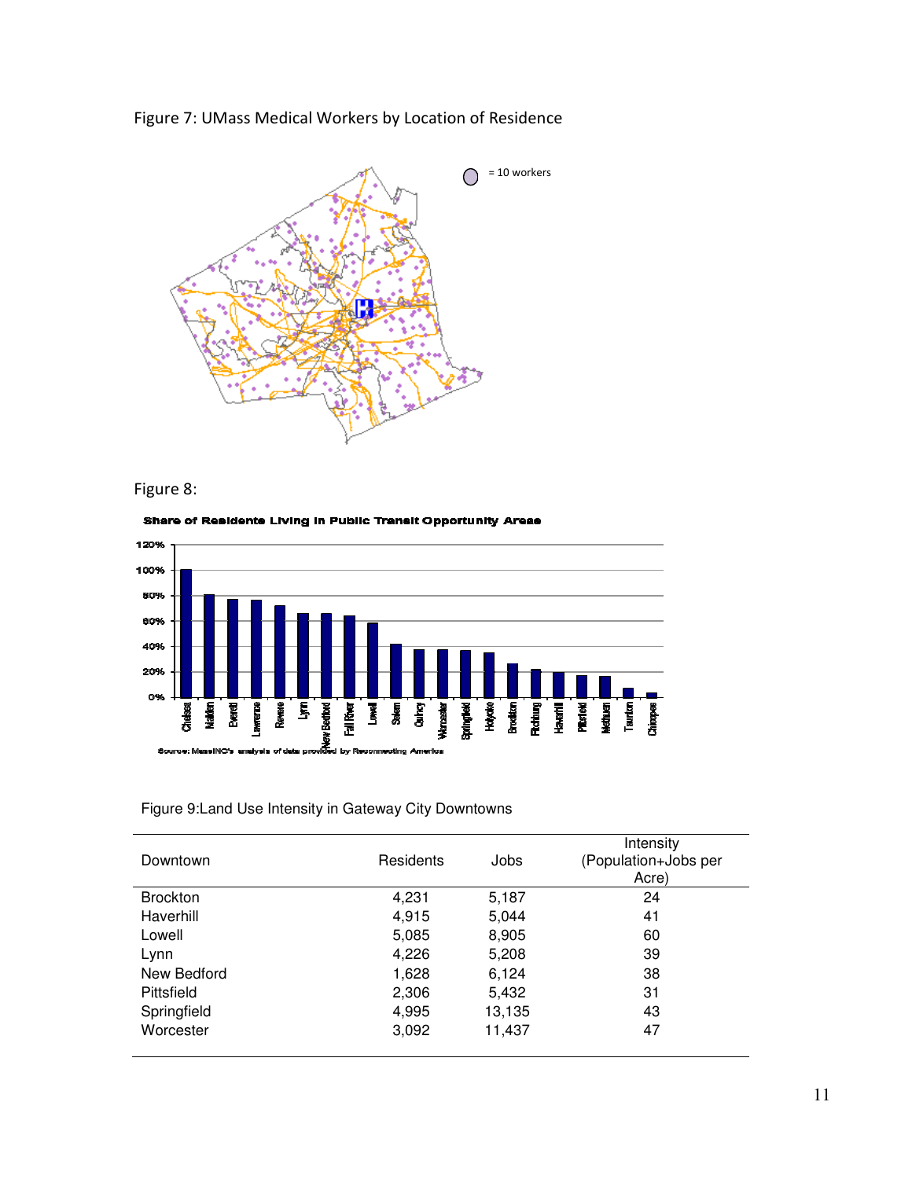Figure 7: UMass Medical Workers by Location of Residence

Figure 8:

Figure 9:Land Use Intensity in Gateway City Downtowns

| Downtown | Residents | Jobs | Intensity (Population+Jobs per Acre) |
|---|---|---|---|
| Brockton | 4,231 | 5,187 | 24 |
| Haverhill | 4,915 | 5,044 | 41 |
| Lowell | 5,085 | 8,905 | 60 |
| Lynn | 4,226 | 5,208 | 39 |
| New Bedford | 1,628 | 6,124 | 38 |
| Pittsfield | 2,306 | 5,432 | 31 |
| Springfield | 4,995 | 13,135 | 43 |
| Worcester | 3,092 | 11,437 | 47 |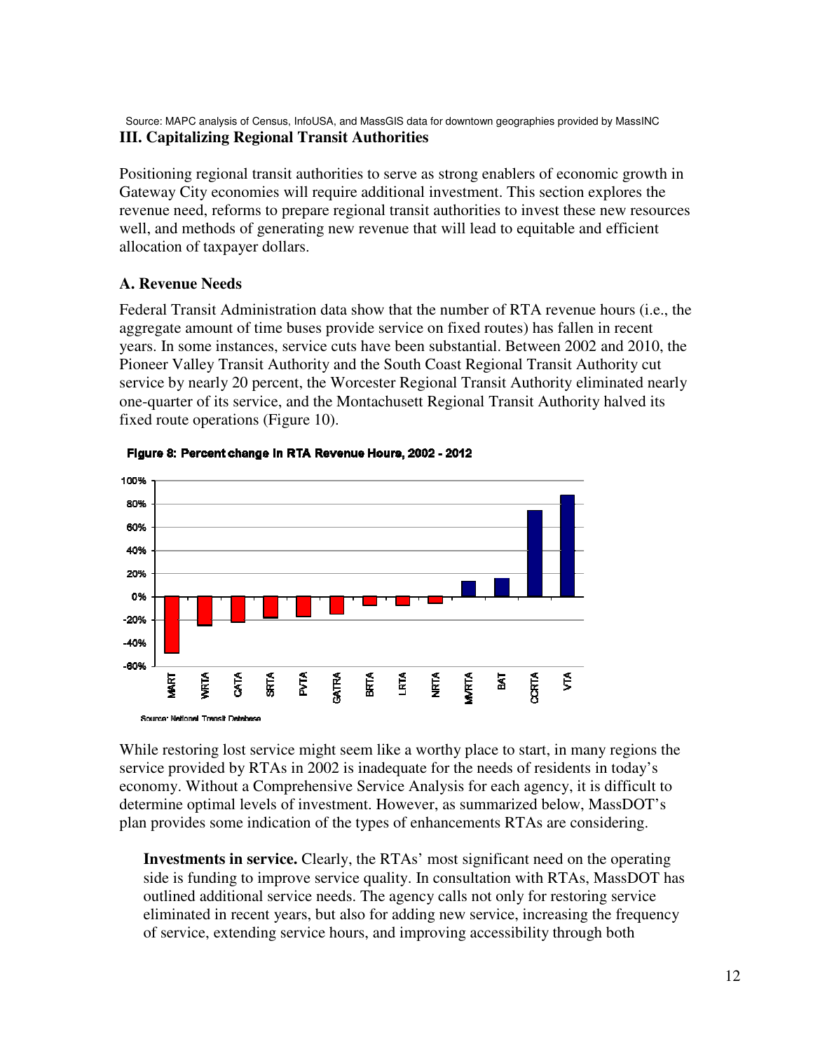Source: MAPC analysis of Census, InfoUSA, and MassGIS data for downtown geographies provided by MassINC

## III. Capitalizing Regional Transit Authorities

Positioning regional transit authorities to serve as strong enablers of economic growth in Gateway City economies will require additional investment. This section explores the revenue need, reforms to prepare regional transit authorities to invest these new resources well, and methods of generating new revenue that will lead to equitable and efficient allocation of taxpayer dollars.

### A. Revenue Needs

Federal Transit Administration data show that the number of RTA revenue hours (i.e., the aggregate amount of time buses provide service on fixed routes) has fallen in recent years. In some instances, service cuts have been substantial. Between 2002 and 2010, the Pioneer Valley Transit Authority and the South Coast Regional Transit Authority cut service by nearly 20 percent, the Worcester Regional Transit Authority eliminated nearly one-quarter of its service, and the Montachusett Regional Transit Authority halved its fixed route operations (Figure 10).

**Figure 8: Percent change in RTA Revenue Hours, 2002 - 2012**

Source: National Transit Database

While restoring lost service might seem like a worthy place to start, in many regions the service provided by RTAs in 2002 is inadequate for the needs of residents in today's economy. Without a Comprehensive Service Analysis for each agency, it is difficult to determine optimal levels of investment. However, as summarized below, MassDOT's plan provides some indication of the types of enhancements RTAs are considering.

**Investments in service.** Clearly, the RTAs' most significant need on the operating side is funding to improve service quality. In consultation with RTAs, MassDOT has outlined additional service needs. The agency calls not only for restoring service eliminated in recent years, but also for adding new service, increasing the frequency of service, extending service hours, and improving accessibility through both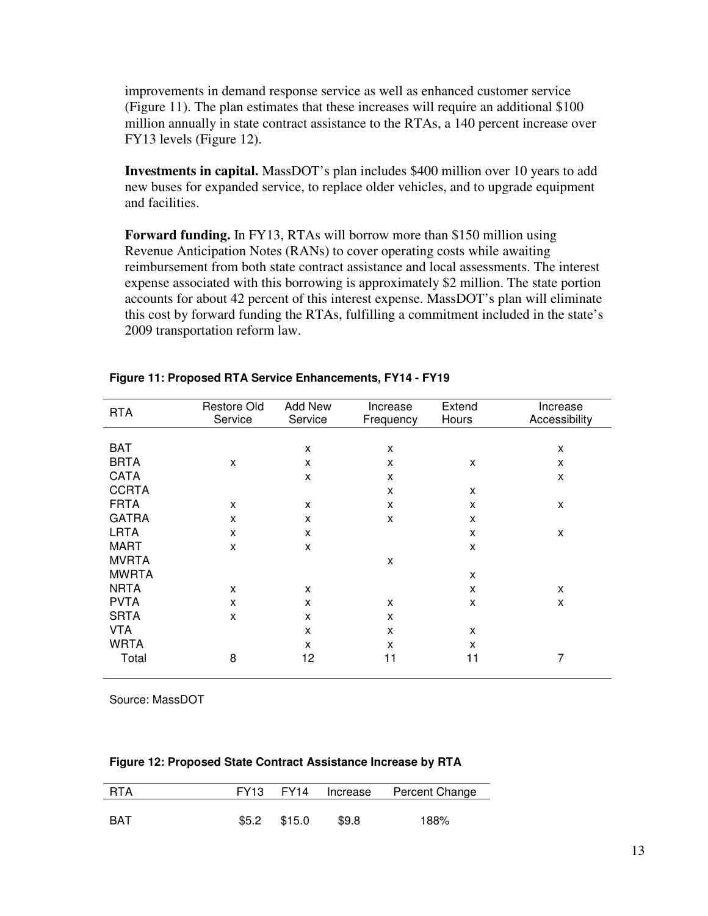improvements in demand response service as well as enhanced customer service (Figure 11). The plan estimates that these increases will require an additional $100 million annually in state contract assistance to the RTAs, a 140 percent increase over FY13 levels (Figure 12).

**Investments in capital.** MassDOT's plan includes $400 million over 10 years to add new buses for expanded service, to replace older vehicles, and to upgrade equipment and facilities.

**Forward funding.** In FY13, RTAs will borrow more than $150 million using Revenue Anticipation Notes (RANs) to cover operating costs while awaiting reimbursement from both state contract assistance and local assessments. The interest expense associated with this borrowing is approximately $2 million. The state portion accounts for about 42 percent of this interest expense. MassDOT's plan will eliminate this cost by forward funding the RTAs, fulfilling a commitment included in the state's 2009 transportation reform law.

**Figure 11: Proposed RTA Service Enhancements, FY14 - FY19**

| RTA | Restore Old Service | Add New Service | Increase Frequency | Extend Hours | Increase Accessibility |
|---|---|---|---|---|---|
| BAT | | x | x | | x |
| BRTA | x | x | x | x | x |
| CATA | | x | x | | x |
| CCRTA | | | x | x | |
| FRTA | x | x | x | x | x |
| GATRA | x | x | x | x | |
| LRTA | x | x | | x | x |
| MART | x | x | | x | |
| MVRTA | | | x | | |
| MWRTA | | | | x | |
| NRTA | x | x | | x | x |
| PVTA | x | x | x | x | x |
| SRTA | x | x | x | | |
| VTA | | x | x | x | |
| WRTA | | x | x | x | |
| Total | 8 | 12 | 11 | 11 | 7 |

Source: MassDOT

**Figure 12: Proposed State Contract Assistance Increase by RTA**

| RTA | FY13 | FY14 | Increase | Percent Change |
|---|---|---|---|---|
| BAT | $5.2 | $15.0 | $9.8 | 188% |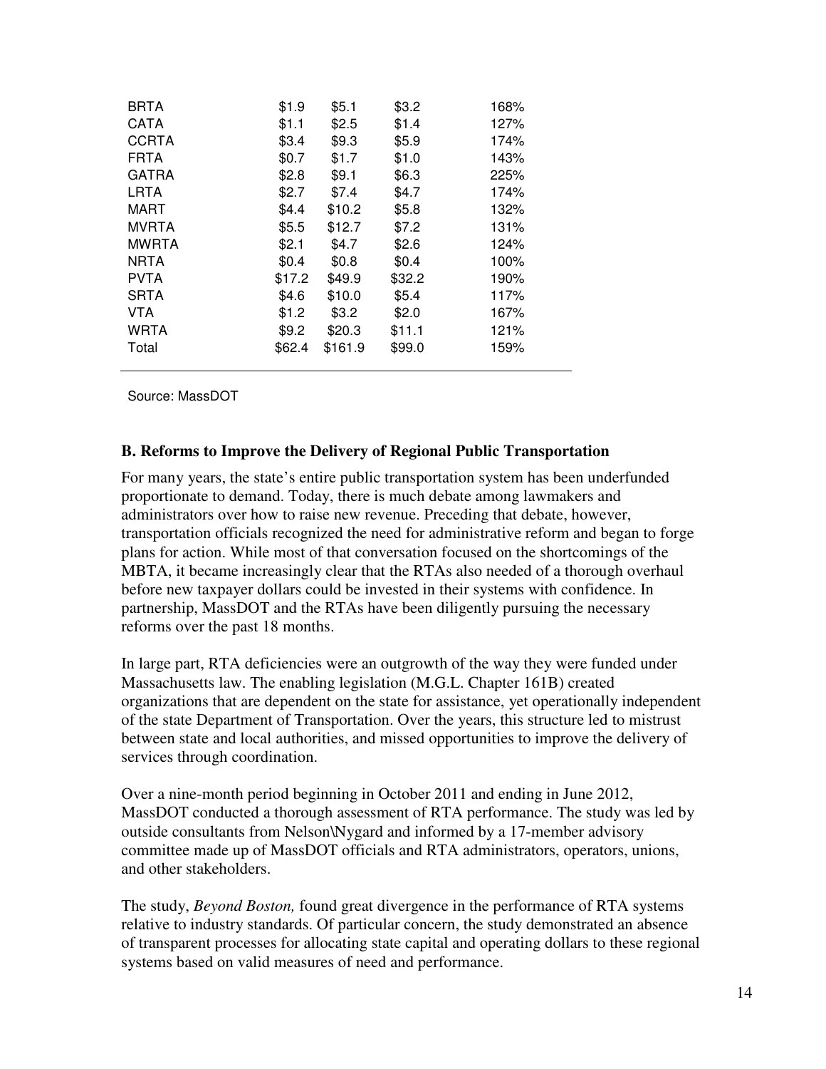| | | | | |
|---|---|---|---|---|
| BRTA | $1.9 | $5.1 | $3.2 | 168% |
| CATA | $1.1 | $2.5 | $1.4 | 127% |
| CCRTA | $3.4 | $9.3 | $5.9 | 174% |
| FRTA | $0.7 | $1.7 | $1.0 | 143% |
| GATRA | $2.8 | $9.1 | $6.3 | 225% |
| LRTA | $2.7 | $7.4 | $4.7 | 174% |
| MART | $4.4 | $10.2 | $5.8 | 132% |
| MVRTA | $5.5 | $12.7 | $7.2 | 131% |
| MWRTA | $2.1 | $4.7 | $2.6 | 124% |
| NRTA | $0.4 | $0.8 | $0.4 | 100% |
| PVTA | $17.2 | $49.9 | $32.2 | 190% |
| SRTA | $4.6 | $10.0 | $5.4 | 117% |
| VTA | $1.2 | $3.2 | $2.0 | 167% |
| WRTA | $9.2 | $20.3 | $11.1 | 121% |
| Total | $62.4 | $161.9 | $99.0 | 159% |

Source: MassDOT

### B. Reforms to Improve the Delivery of Regional Public Transportation

For many years, the state's entire public transportation system has been underfunded proportionate to demand. Today, there is much debate among lawmakers and administrators over how to raise new revenue. Preceding that debate, however, transportation officials recognized the need for administrative reform and began to forge plans for action. While most of that conversation focused on the shortcomings of the MBTA, it became increasingly clear that the RTAs also needed of a thorough overhaul before new taxpayer dollars could be invested in their systems with confidence. In partnership, MassDOT and the RTAs have been diligently pursuing the necessary reforms over the past 18 months.

In large part, RTA deficiencies were an outgrowth of the way they were funded under Massachusetts law. The enabling legislation (M.G.L. Chapter 161B) created organizations that are dependent on the state for assistance, yet operationally independent of the state Department of Transportation. Over the years, this structure led to mistrust between state and local authorities, and missed opportunities to improve the delivery of services through coordination.

Over a nine-month period beginning in October 2011 and ending in June 2012, MassDOT conducted a thorough assessment of RTA performance. The study was led by outside consultants from Nelson\Nygard and informed by a 17-member advisory committee made up of MassDOT officials and RTA administrators, operators, unions, and other stakeholders.

The study, *Beyond Boston,* found great divergence in the performance of RTA systems relative to industry standards. Of particular concern, the study demonstrated an absence of transparent processes for allocating state capital and operating dollars to these regional systems based on valid measures of need and performance.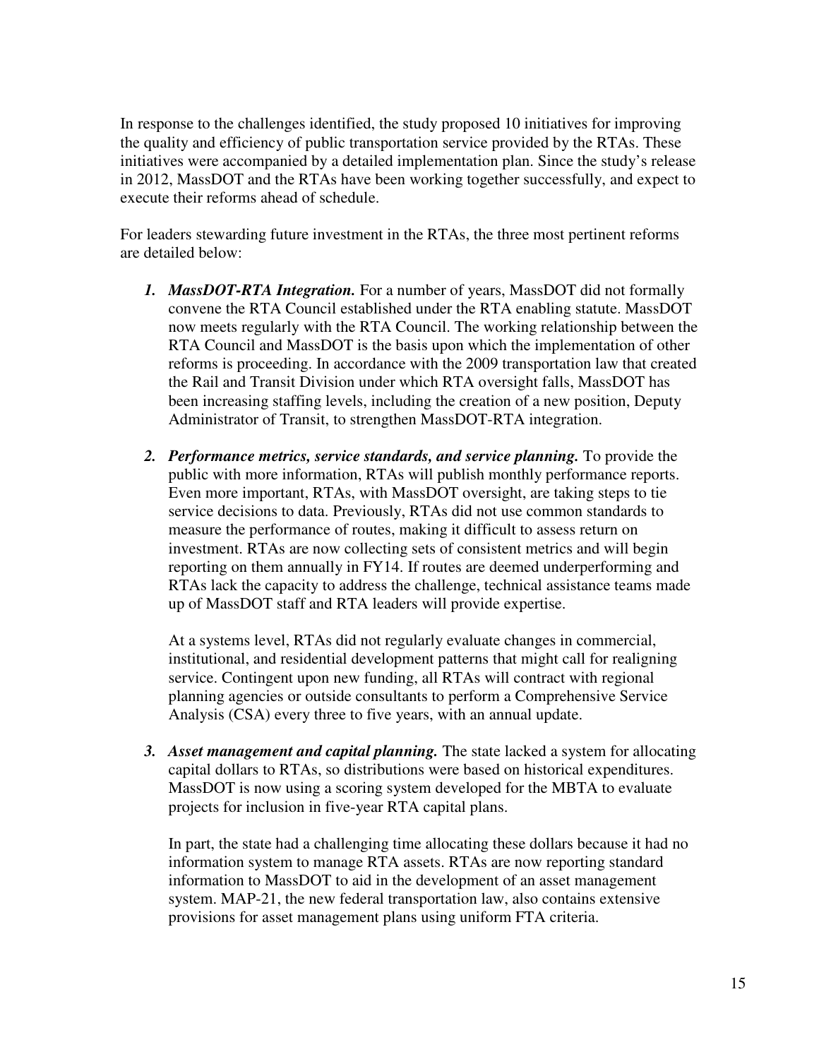In response to the challenges identified, the study proposed 10 initiatives for improving the quality and efficiency of public transportation service provided by the RTAs. These initiatives were accompanied by a detailed implementation plan. Since the study's release in 2012, MassDOT and the RTAs have been working together successfully, and expect to execute their reforms ahead of schedule.

For leaders stewarding future investment in the RTAs, the three most pertinent reforms are detailed below:

1. ***MassDOT-RTA Integration.*** For a number of years, MassDOT did not formally convene the RTA Council established under the RTA enabling statute. MassDOT now meets regularly with the RTA Council. The working relationship between the RTA Council and MassDOT is the basis upon which the implementation of other reforms is proceeding. In accordance with the 2009 transportation law that created the Rail and Transit Division under which RTA oversight falls, MassDOT has been increasing staffing levels, including the creation of a new position, Deputy Administrator of Transit, to strengthen MassDOT-RTA integration.

2. ***Performance metrics, service standards, and service planning.*** To provide the public with more information, RTAs will publish monthly performance reports. Even more important, RTAs, with MassDOT oversight, are taking steps to tie service decisions to data. Previously, RTAs did not use common standards to measure the performance of routes, making it difficult to assess return on investment. RTAs are now collecting sets of consistent metrics and will begin reporting on them annually in FY14. If routes are deemed underperforming and RTAs lack the capacity to address the challenge, technical assistance teams made up of MassDOT staff and RTA leaders will provide expertise.

   At a systems level, RTAs did not regularly evaluate changes in commercial, institutional, and residential development patterns that might call for realigning service. Contingent upon new funding, all RTAs will contract with regional planning agencies or outside consultants to perform a Comprehensive Service Analysis (CSA) every three to five years, with an annual update.

3. ***Asset management and capital planning.*** The state lacked a system for allocating capital dollars to RTAs, so distributions were based on historical expenditures. MassDOT is now using a scoring system developed for the MBTA to evaluate projects for inclusion in five-year RTA capital plans.

   In part, the state had a challenging time allocating these dollars because it had no information system to manage RTA assets. RTAs are now reporting standard information to MassDOT to aid in the development of an asset management system. MAP-21, the new federal transportation law, also contains extensive provisions for asset management plans using uniform FTA criteria.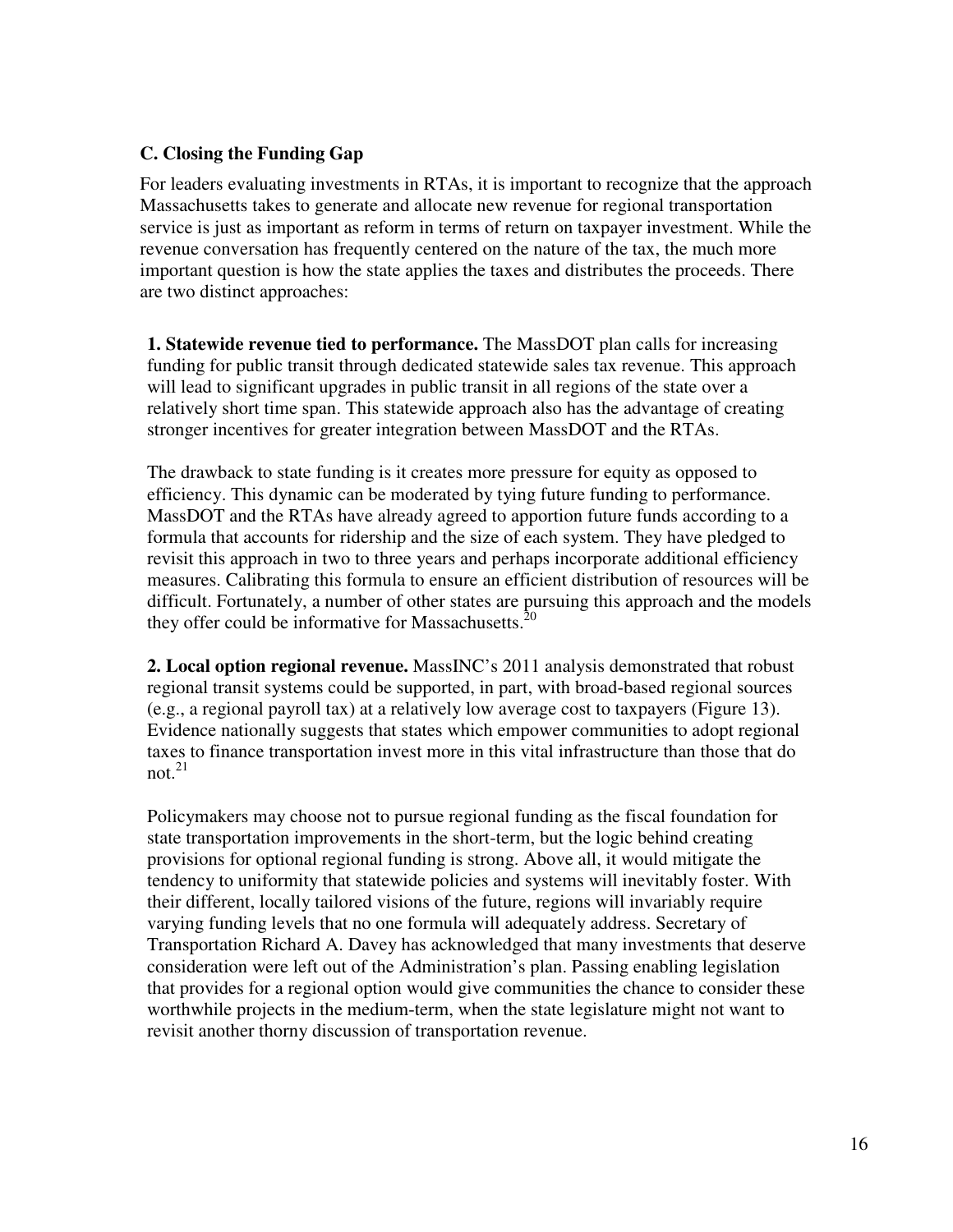### C. Closing the Funding Gap

For leaders evaluating investments in RTAs, it is important to recognize that the approach Massachusetts takes to generate and allocate new revenue for regional transportation service is just as important as reform in terms of return on taxpayer investment. While the revenue conversation has frequently centered on the nature of the tax, the much more important question is how the state applies the taxes and distributes the proceeds. There are two distinct approaches:

**1. Statewide revenue tied to performance.** The MassDOT plan calls for increasing funding for public transit through dedicated statewide sales tax revenue. This approach will lead to significant upgrades in public transit in all regions of the state over a relatively short time span. This statewide approach also has the advantage of creating stronger incentives for greater integration between MassDOT and the RTAs.

The drawback to state funding is it creates more pressure for equity as opposed to efficiency. This dynamic can be moderated by tying future funding to performance. MassDOT and the RTAs have already agreed to apportion future funds according to a formula that accounts for ridership and the size of each system. They have pledged to revisit this approach in two to three years and perhaps incorporate additional efficiency measures. Calibrating this formula to ensure an efficient distribution of resources will be difficult. Fortunately, a number of other states are pursuing this approach and the models they offer could be informative for Massachusetts.[20]

**2. Local option regional revenue.** MassINC's 2011 analysis demonstrated that robust regional transit systems could be supported, in part, with broad-based regional sources (e.g., a regional payroll tax) at a relatively low average cost to taxpayers (Figure 13). Evidence nationally suggests that states which empower communities to adopt regional taxes to finance transportation invest more in this vital infrastructure than those that do not.[21]

Policymakers may choose not to pursue regional funding as the fiscal foundation for state transportation improvements in the short-term, but the logic behind creating provisions for optional regional funding is strong. Above all, it would mitigate the tendency to uniformity that statewide policies and systems will inevitably foster. With their different, locally tailored visions of the future, regions will invariably require varying funding levels that no one formula will adequately address. Secretary of Transportation Richard A. Davey has acknowledged that many investments that deserve consideration were left out of the Administration's plan. Passing enabling legislation that provides for a regional option would give communities the chance to consider these worthwhile projects in the medium-term, when the state legislature might not want to revisit another thorny discussion of transportation revenue.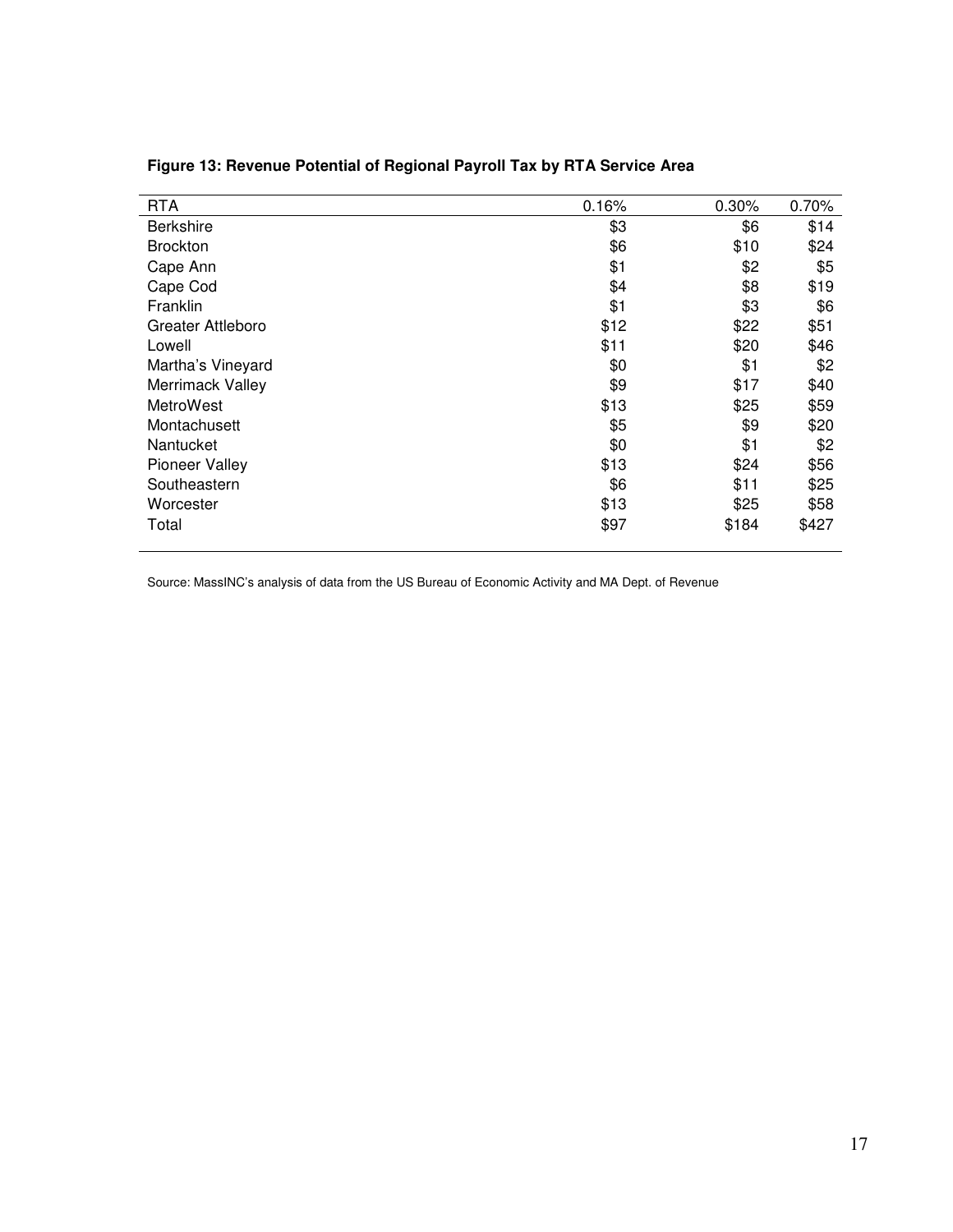**Figure 13: Revenue Potential of Regional Payroll Tax by RTA Service Area**

| RTA | 0.16% | 0.30% | 0.70% |
|---|---|---|---|
| Berkshire | $3 | $6 | $14 |
| Brockton | $6 | $10 | $24 |
| Cape Ann | $1 | $2 | $5 |
| Cape Cod | $4 | $8 | $19 |
| Franklin | $1 | $3 | $6 |
| Greater Attleboro | $12 | $22 | $51 |
| Lowell | $11 | $20 | $46 |
| Martha's Vineyard | $0 | $1 | $2 |
| Merrimack Valley | $9 | $17 | $40 |
| MetroWest | $13 | $25 | $59 |
| Montachusett | $5 | $9 | $20 |
| Nantucket | $0 | $1 | $2 |
| Pioneer Valley | $13 | $24 | $56 |
| Southeastern | $6 | $11 | $25 |
| Worcester | $13 | $25 | $58 |
| Total | $97 | $184 | $427 |

Source: MassINC's analysis of data from the US Bureau of Economic Activity and MA Dept. of Revenue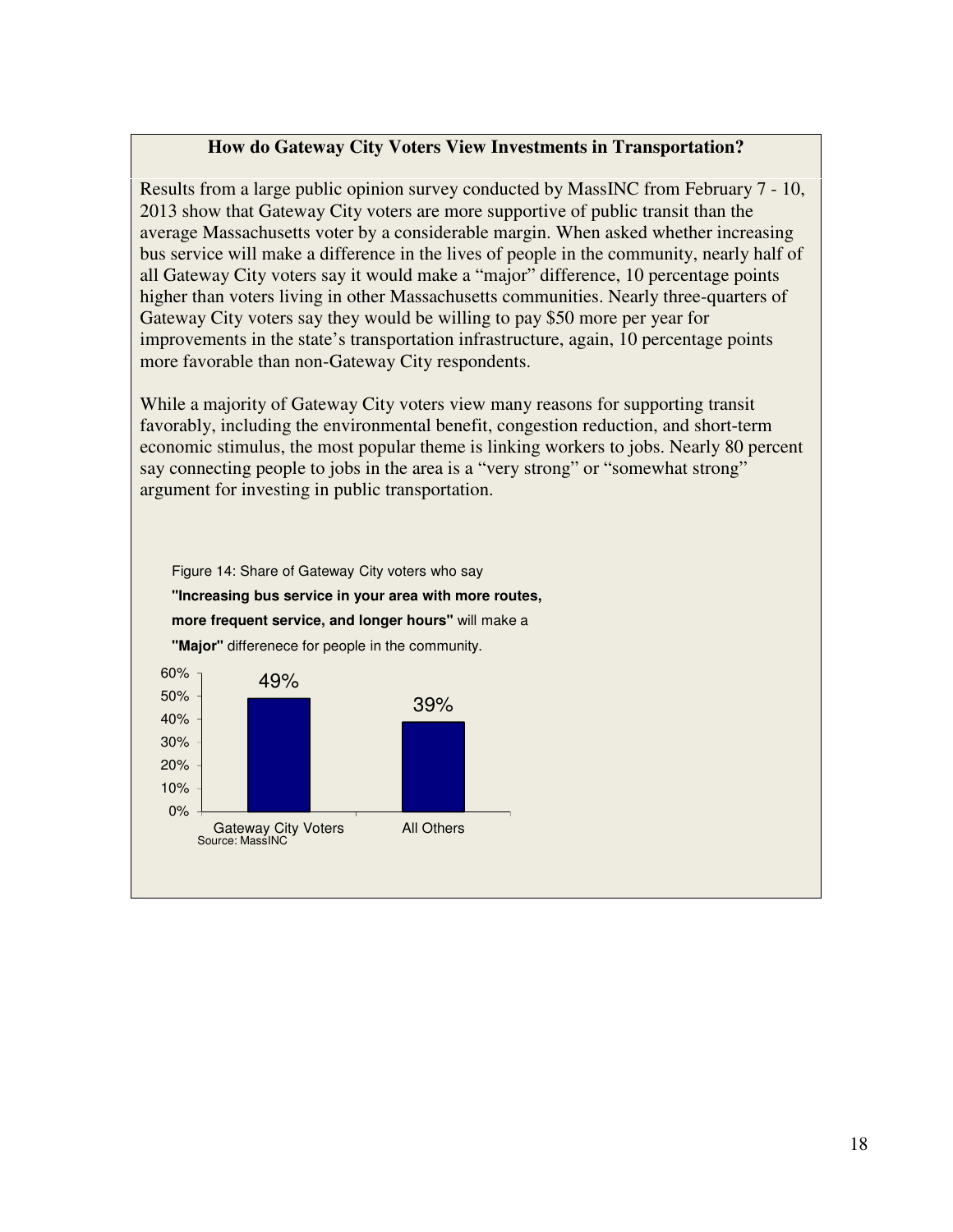### How do Gateway City Voters View Investments in Transportation?

Results from a large public opinion survey conducted by MassINC from February 7 - 10, 2013 show that Gateway City voters are more supportive of public transit than the average Massachusetts voter by a considerable margin. When asked whether increasing bus service will make a difference in the lives of people in the community, nearly half of all Gateway City voters say it would make a "major" difference, 10 percentage points higher than voters living in other Massachusetts communities. Nearly three-quarters of Gateway City voters say they would be willing to pay $50 more per year for improvements in the state's transportation infrastructure, again, 10 percentage points more favorable than non-Gateway City respondents.

While a majority of Gateway City voters view many reasons for supporting transit favorably, including the environmental benefit, congestion reduction, and short-term economic stimulus, the most popular theme is linking workers to jobs. Nearly 80 percent say connecting people to jobs in the area is a "very strong" or "somewhat strong" argument for investing in public transportation.

Figure 14: Share of Gateway City voters who say **"Increasing bus service in your area with more routes, more frequent service, and longer hours"** will make a **"Major"** differenece for people in the community.

| | Share |
|---|---|
| Gateway City Voters | 49% |
| All Others | 39% |

Source: MassINC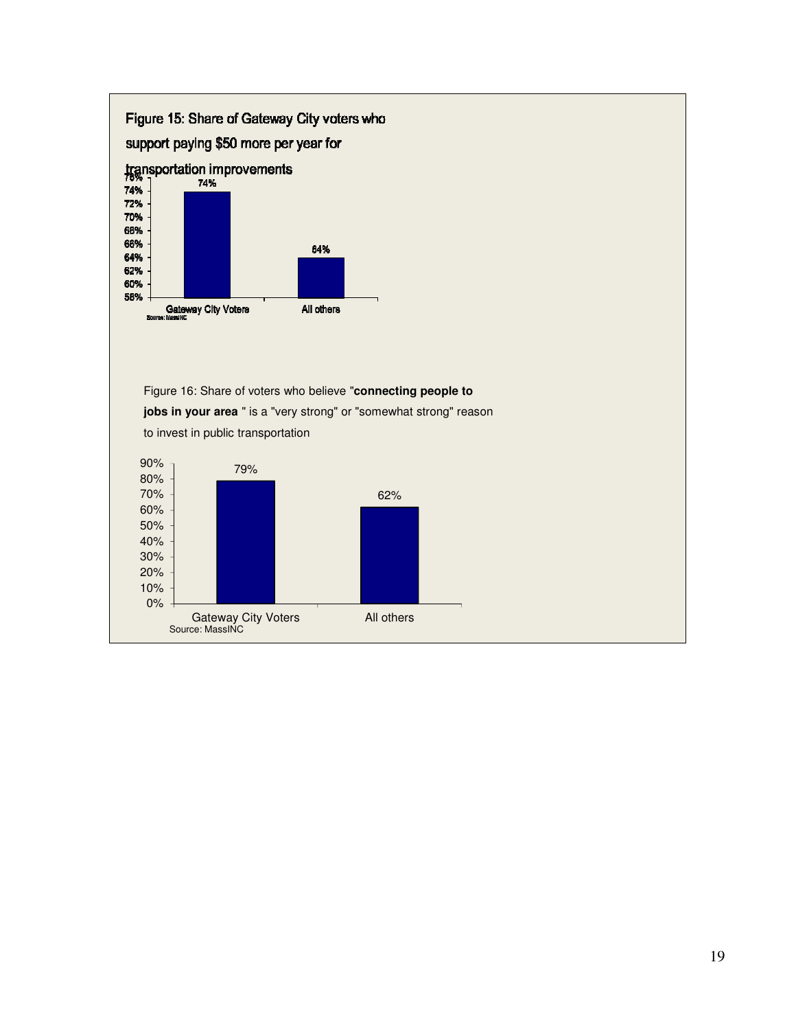Figure 15: Share of Gateway City voters who support paying $50 more per year for transportation improvements

| | Share |
|---|---|
| Gateway City Voters | 74% |
| All others | 64% |

Source: MassINC

Figure 16: Share of voters who believe "**connecting people to jobs in your area** " is a "very strong" or "somewhat strong" reason to invest in public transportation

| | Share |
|---|---|
| Gateway City Voters | 79% |
| All others | 62% |

Source: MassINC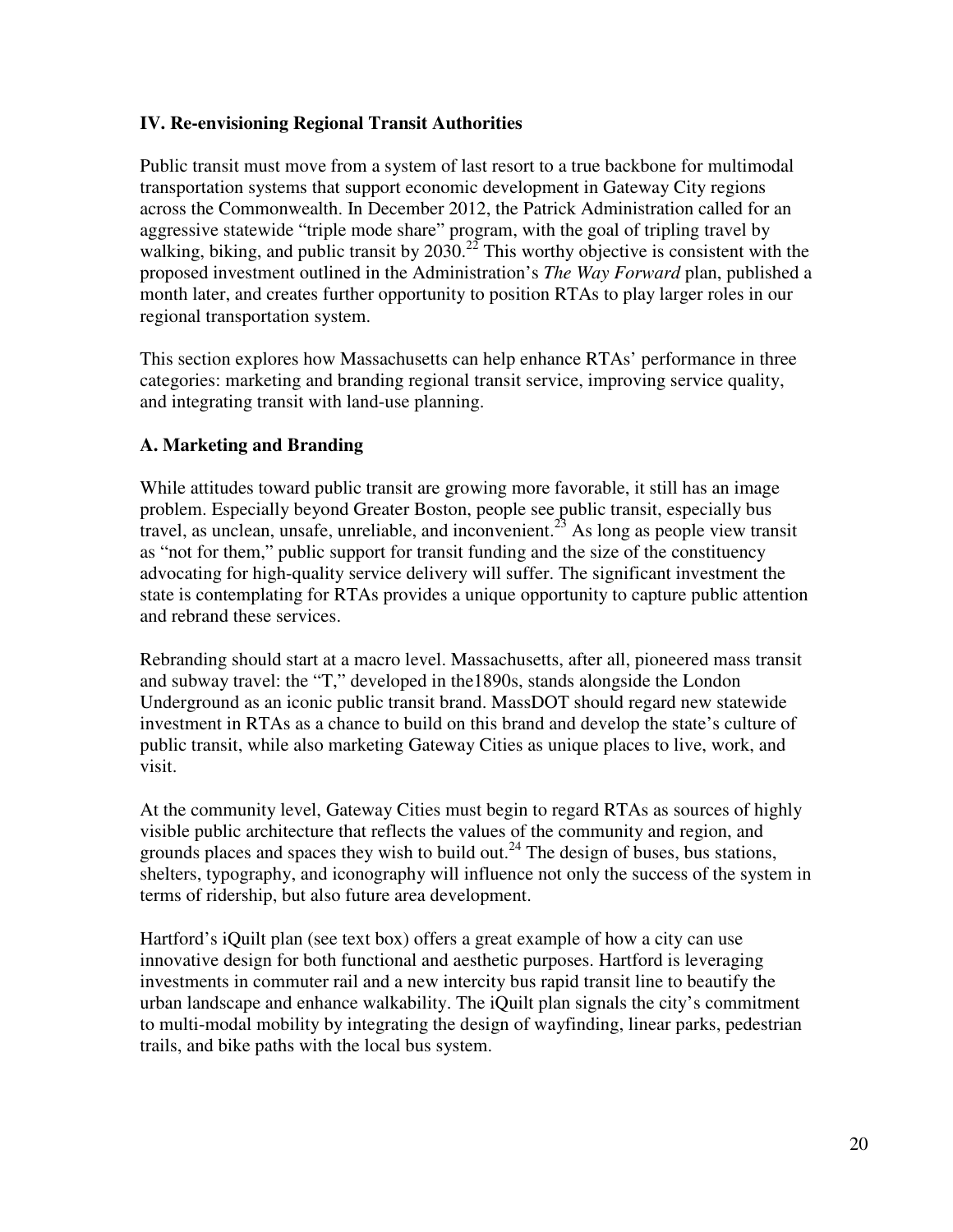## IV. Re-envisioning Regional Transit Authorities

Public transit must move from a system of last resort to a true backbone for multimodal transportation systems that support economic development in Gateway City regions across the Commonwealth. In December 2012, the Patrick Administration called for an aggressive statewide "triple mode share" program, with the goal of tripling travel by walking, biking, and public transit by 2030.[22] This worthy objective is consistent with the proposed investment outlined in the Administration's *The Way Forward* plan, published a month later, and creates further opportunity to position RTAs to play larger roles in our regional transportation system.

This section explores how Massachusetts can help enhance RTAs' performance in three categories: marketing and branding regional transit service, improving service quality, and integrating transit with land-use planning.

### A. Marketing and Branding

While attitudes toward public transit are growing more favorable, it still has an image problem. Especially beyond Greater Boston, people see public transit, especially bus travel, as unclean, unsafe, unreliable, and inconvenient.[23] As long as people view transit as "not for them," public support for transit funding and the size of the constituency advocating for high-quality service delivery will suffer. The significant investment the state is contemplating for RTAs provides a unique opportunity to capture public attention and rebrand these services.

Rebranding should start at a macro level. Massachusetts, after all, pioneered mass transit and subway travel: the "T," developed in the1890s, stands alongside the London Underground as an iconic public transit brand. MassDOT should regard new statewide investment in RTAs as a chance to build on this brand and develop the state's culture of public transit, while also marketing Gateway Cities as unique places to live, work, and visit.

At the community level, Gateway Cities must begin to regard RTAs as sources of highly visible public architecture that reflects the values of the community and region, and grounds places and spaces they wish to build out.[24] The design of buses, bus stations, shelters, typography, and iconography will influence not only the success of the system in terms of ridership, but also future area development.

Hartford's iQuilt plan (see text box) offers a great example of how a city can use innovative design for both functional and aesthetic purposes. Hartford is leveraging investments in commuter rail and a new intercity bus rapid transit line to beautify the urban landscape and enhance walkability. The iQuilt plan signals the city's commitment to multi-modal mobility by integrating the design of wayfinding, linear parks, pedestrian trails, and bike paths with the local bus system.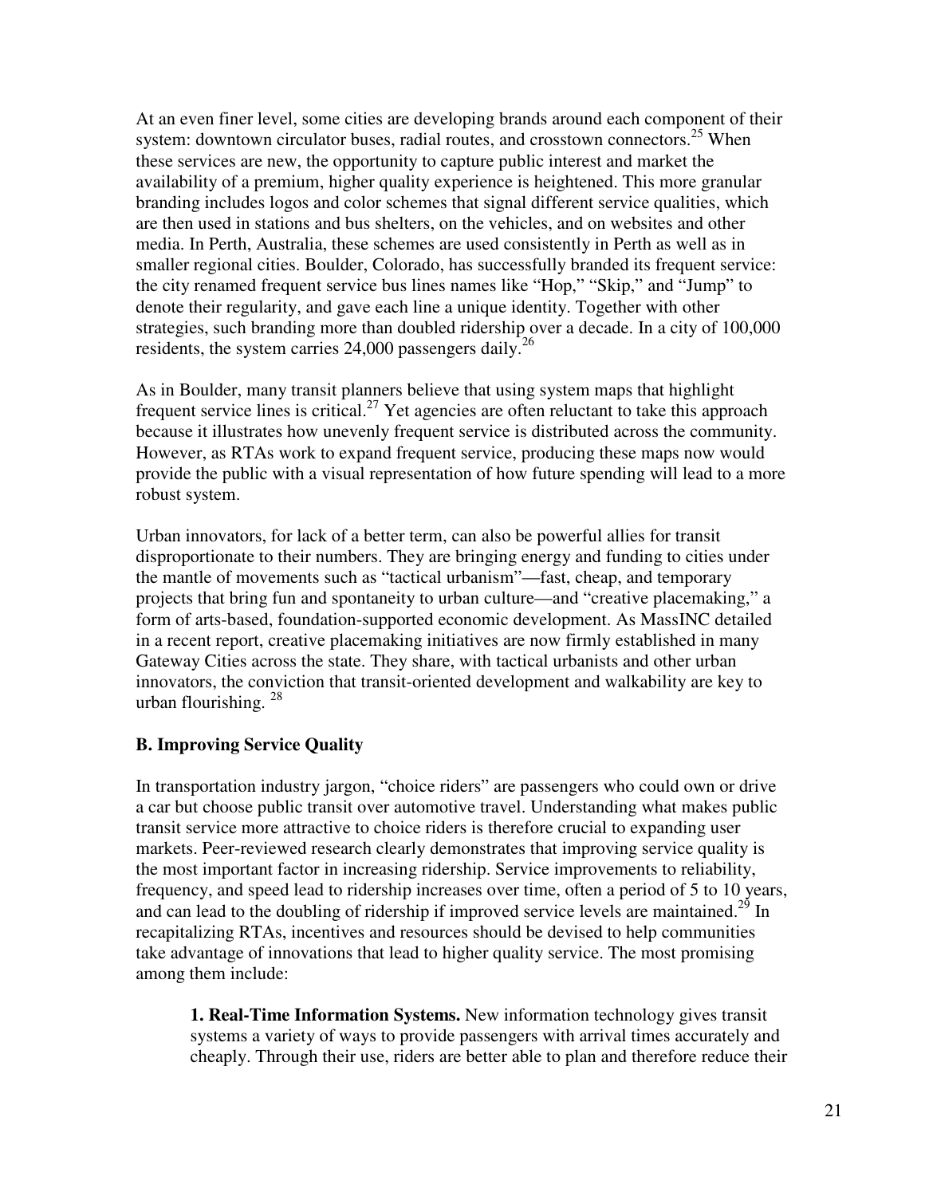At an even finer level, some cities are developing brands around each component of their system: downtown circulator buses, radial routes, and crosstown connectors.[25] When these services are new, the opportunity to capture public interest and market the availability of a premium, higher quality experience is heightened. This more granular branding includes logos and color schemes that signal different service qualities, which are then used in stations and bus shelters, on the vehicles, and on websites and other media. In Perth, Australia, these schemes are used consistently in Perth as well as in smaller regional cities. Boulder, Colorado, has successfully branded its frequent service: the city renamed frequent service bus lines names like "Hop," "Skip," and "Jump" to denote their regularity, and gave each line a unique identity. Together with other strategies, such branding more than doubled ridership over a decade. In a city of 100,000 residents, the system carries 24,000 passengers daily.[26]

As in Boulder, many transit planners believe that using system maps that highlight frequent service lines is critical.[27] Yet agencies are often reluctant to take this approach because it illustrates how unevenly frequent service is distributed across the community. However, as RTAs work to expand frequent service, producing these maps now would provide the public with a visual representation of how future spending will lead to a more robust system.

Urban innovators, for lack of a better term, can also be powerful allies for transit disproportionate to their numbers. They are bringing energy and funding to cities under the mantle of movements such as "tactical urbanism"—fast, cheap, and temporary projects that bring fun and spontaneity to urban culture—and "creative placemaking," a form of arts-based, foundation-supported economic development. As MassINC detailed in a recent report, creative placemaking initiatives are now firmly established in many Gateway Cities across the state. They share, with tactical urbanists and other urban innovators, the conviction that transit-oriented development and walkability are key to urban flourishing. [28]

### B. Improving Service Quality

In transportation industry jargon, "choice riders" are passengers who could own or drive a car but choose public transit over automotive travel. Understanding what makes public transit service more attractive to choice riders is therefore crucial to expanding user markets. Peer-reviewed research clearly demonstrates that improving service quality is the most important factor in increasing ridership. Service improvements to reliability, frequency, and speed lead to ridership increases over time, often a period of 5 to 10 years, and can lead to the doubling of ridership if improved service levels are maintained.[29] In recapitalizing RTAs, incentives and resources should be devised to help communities take advantage of innovations that lead to higher quality service. The most promising among them include:

> **1. Real-Time Information Systems.** New information technology gives transit systems a variety of ways to provide passengers with arrival times accurately and cheaply. Through their use, riders are better able to plan and therefore reduce their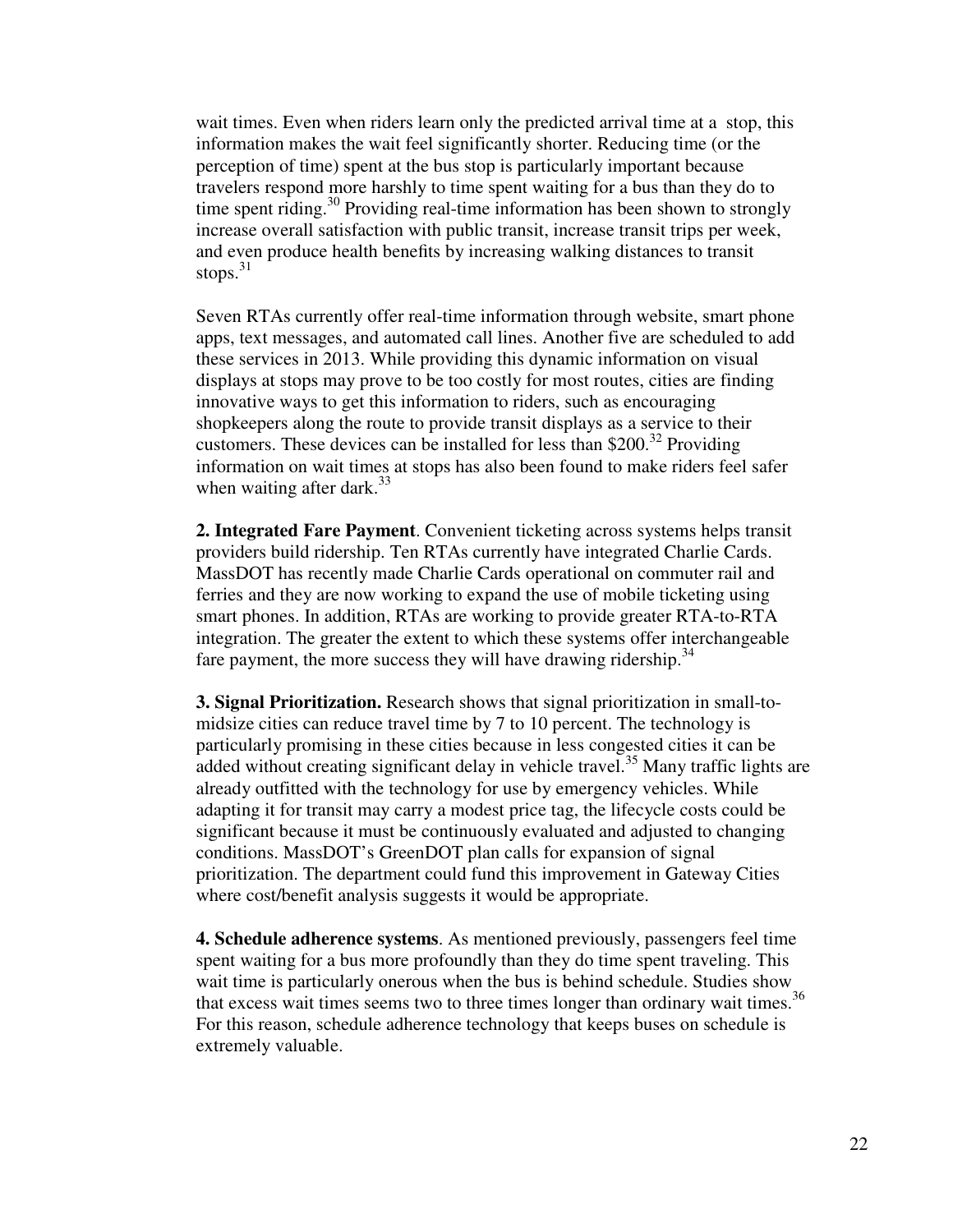wait times. Even when riders learn only the predicted arrival time at a stop, this information makes the wait feel significantly shorter. Reducing time (or the perception of time) spent at the bus stop is particularly important because travelers respond more harshly to time spent waiting for a bus than they do to time spent riding.[30] Providing real-time information has been shown to strongly increase overall satisfaction with public transit, increase transit trips per week, and even produce health benefits by increasing walking distances to transit stops.[31]

Seven RTAs currently offer real-time information through website, smart phone apps, text messages, and automated call lines. Another five are scheduled to add these services in 2013. While providing this dynamic information on visual displays at stops may prove to be too costly for most routes, cities are finding innovative ways to get this information to riders, such as encouraging shopkeepers along the route to provide transit displays as a service to their customers. These devices can be installed for less than $200.[32] Providing information on wait times at stops has also been found to make riders feel safer when waiting after dark.[33]

**2. Integrated Fare Payment**. Convenient ticketing across systems helps transit providers build ridership. Ten RTAs currently have integrated Charlie Cards. MassDOT has recently made Charlie Cards operational on commuter rail and ferries and they are now working to expand the use of mobile ticketing using smart phones. In addition, RTAs are working to provide greater RTA-to-RTA integration. The greater the extent to which these systems offer interchangeable fare payment, the more success they will have drawing ridership.[34]

**3. Signal Prioritization.** Research shows that signal prioritization in small-to-midsize cities can reduce travel time by 7 to 10 percent. The technology is particularly promising in these cities because in less congested cities it can be added without creating significant delay in vehicle travel.[35] Many traffic lights are already outfitted with the technology for use by emergency vehicles. While adapting it for transit may carry a modest price tag, the lifecycle costs could be significant because it must be continuously evaluated and adjusted to changing conditions. MassDOT's GreenDOT plan calls for expansion of signal prioritization. The department could fund this improvement in Gateway Cities where cost/benefit analysis suggests it would be appropriate.

**4. Schedule adherence systems**. As mentioned previously, passengers feel time spent waiting for a bus more profoundly than they do time spent traveling. This wait time is particularly onerous when the bus is behind schedule. Studies show that excess wait times seems two to three times longer than ordinary wait times.[36] For this reason, schedule adherence technology that keeps buses on schedule is extremely valuable.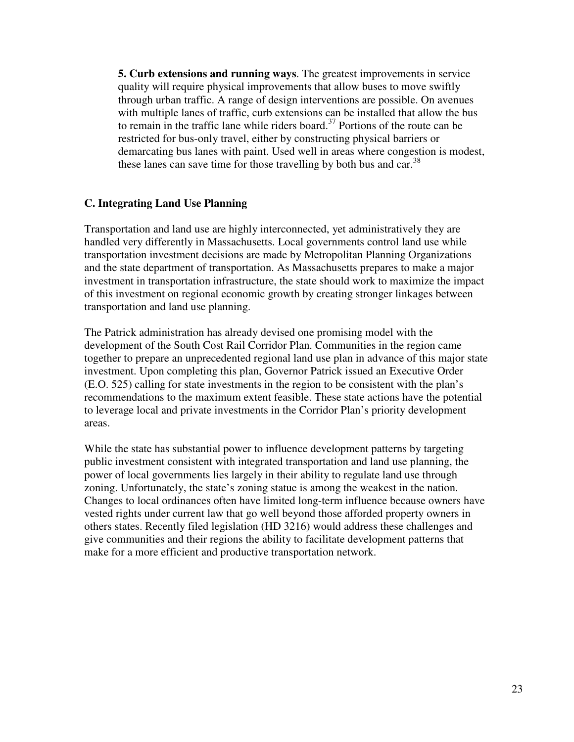**5. Curb extensions and running ways**. The greatest improvements in service quality will require physical improvements that allow buses to move swiftly through urban traffic. A range of design interventions are possible. On avenues with multiple lanes of traffic, curb extensions can be installed that allow the bus to remain in the traffic lane while riders board.[37] Portions of the route can be restricted for bus-only travel, either by constructing physical barriers or demarcating bus lanes with paint. Used well in areas where congestion is modest, these lanes can save time for those travelling by both bus and car.[38]

### C. Integrating Land Use Planning

Transportation and land use are highly interconnected, yet administratively they are handled very differently in Massachusetts. Local governments control land use while transportation investment decisions are made by Metropolitan Planning Organizations and the state department of transportation. As Massachusetts prepares to make a major investment in transportation infrastructure, the state should work to maximize the impact of this investment on regional economic growth by creating stronger linkages between transportation and land use planning.

The Patrick administration has already devised one promising model with the development of the South Cost Rail Corridor Plan. Communities in the region came together to prepare an unprecedented regional land use plan in advance of this major state investment. Upon completing this plan, Governor Patrick issued an Executive Order (E.O. 525) calling for state investments in the region to be consistent with the plan's recommendations to the maximum extent feasible. These state actions have the potential to leverage local and private investments in the Corridor Plan's priority development areas.

While the state has substantial power to influence development patterns by targeting public investment consistent with integrated transportation and land use planning, the power of local governments lies largely in their ability to regulate land use through zoning. Unfortunately, the state's zoning statue is among the weakest in the nation. Changes to local ordinances often have limited long-term influence because owners have vested rights under current law that go well beyond those afforded property owners in others states. Recently filed legislation (HD 3216) would address these challenges and give communities and their regions the ability to facilitate development patterns that make for a more efficient and productive transportation network.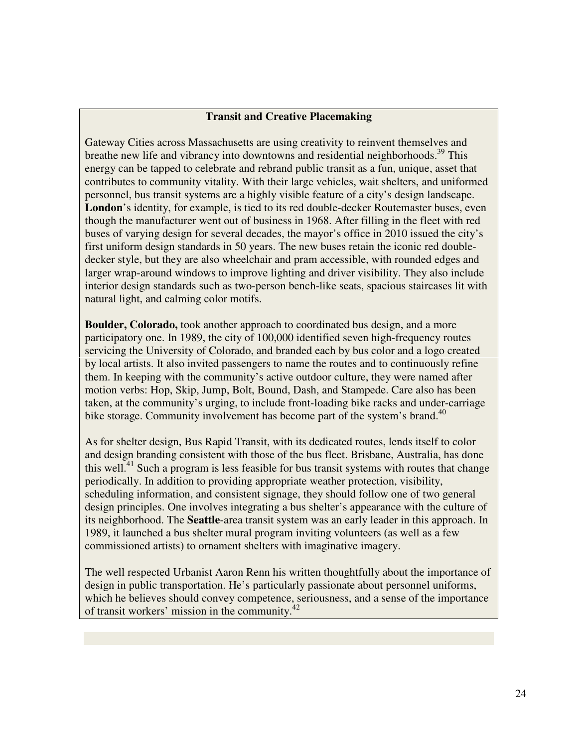### Transit and Creative Placemaking

Gateway Cities across Massachusetts are using creativity to reinvent themselves and breathe new life and vibrancy into downtowns and residential neighborhoods.[39] This energy can be tapped to celebrate and rebrand public transit as a fun, unique, asset that contributes to community vitality. With their large vehicles, wait shelters, and uniformed personnel, bus transit systems are a highly visible feature of a city's design landscape. **London**'s identity, for example, is tied to its red double-decker Routemaster buses, even though the manufacturer went out of business in 1968. After filling in the fleet with red buses of varying design for several decades, the mayor's office in 2010 issued the city's first uniform design standards in 50 years. The new buses retain the iconic red double-decker style, but they are also wheelchair and pram accessible, with rounded edges and larger wrap-around windows to improve lighting and driver visibility. They also include interior design standards such as two-person bench-like seats, spacious staircases lit with natural light, and calming color motifs.

**Boulder, Colorado,** took another approach to coordinated bus design, and a more participatory one. In 1989, the city of 100,000 identified seven high-frequency routes servicing the University of Colorado, and branded each by bus color and a logo created by local artists. It also invited passengers to name the routes and to continuously refine them. In keeping with the community's active outdoor culture, they were named after motion verbs: Hop, Skip, Jump, Bolt, Bound, Dash, and Stampede. Care also has been taken, at the community's urging, to include front-loading bike racks and under-carriage bike storage. Community involvement has become part of the system's brand.[40]

As for shelter design, Bus Rapid Transit, with its dedicated routes, lends itself to color and design branding consistent with those of the bus fleet. Brisbane, Australia, has done this well.[41] Such a program is less feasible for bus transit systems with routes that change periodically. In addition to providing appropriate weather protection, visibility, scheduling information, and consistent signage, they should follow one of two general design principles. One involves integrating a bus shelter's appearance with the culture of its neighborhood. The **Seattle**-area transit system was an early leader in this approach. In 1989, it launched a bus shelter mural program inviting volunteers (as well as a few commissioned artists) to ornament shelters with imaginative imagery.

The well respected Urbanist Aaron Renn his written thoughtfully about the importance of design in public transportation. He's particularly passionate about personnel uniforms, which he believes should convey competence, seriousness, and a sense of the importance of transit workers' mission in the community.[42]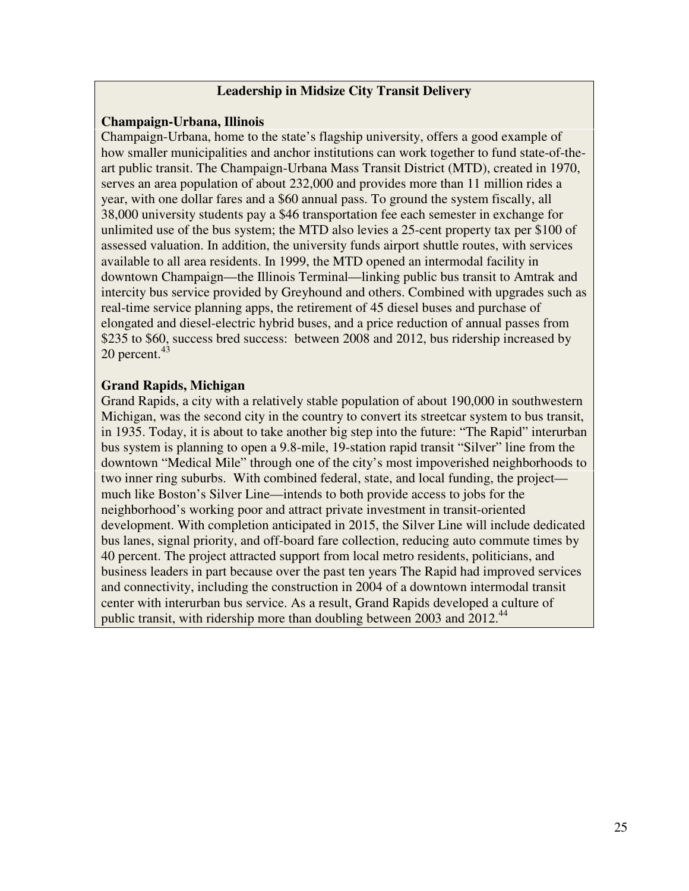**Leadership in Midsize City Transit Delivery**

**Champaign-Urbana, Illinois**

Champaign-Urbana, home to the state's flagship university, offers a good example of how smaller municipalities and anchor institutions can work together to fund state-of-the-art public transit. The Champaign-Urbana Mass Transit District (MTD), created in 1970, serves an area population of about 232,000 and provides more than 11 million rides a year, with one dollar fares and a $60 annual pass. To ground the system fiscally, all 38,000 university students pay a $46 transportation fee each semester in exchange for unlimited use of the bus system; the MTD also levies a 25-cent property tax per $100 of assessed valuation. In addition, the university funds airport shuttle routes, with services available to all area residents. In 1999, the MTD opened an intermodal facility in downtown Champaign—the Illinois Terminal—linking public bus transit to Amtrak and intercity bus service provided by Greyhound and others. Combined with upgrades such as real-time service planning apps, the retirement of 45 diesel buses and purchase of elongated and diesel-electric hybrid buses, and a price reduction of annual passes from $235 to $60, success bred success: between 2008 and 2012, bus ridership increased by 20 percent.[43]

**Grand Rapids, Michigan**

Grand Rapids, a city with a relatively stable population of about 190,000 in southwestern Michigan, was the second city in the country to convert its streetcar system to bus transit, in 1935. Today, it is about to take another big step into the future: "The Rapid" interurban bus system is planning to open a 9.8-mile, 19-station rapid transit "Silver" line from the downtown "Medical Mile" through one of the city's most impoverished neighborhoods to two inner ring suburbs. With combined federal, state, and local funding, the project—much like Boston's Silver Line—intends to both provide access to jobs for the neighborhood's working poor and attract private investment in transit-oriented development. With completion anticipated in 2015, the Silver Line will include dedicated bus lanes, signal priority, and off-board fare collection, reducing auto commute times by 40 percent. The project attracted support from local metro residents, politicians, and business leaders in part because over the past ten years The Rapid had improved services and connectivity, including the construction in 2004 of a downtown intermodal transit center with interurban bus service. As a result, Grand Rapids developed a culture of public transit, with ridership more than doubling between 2003 and 2012.[44]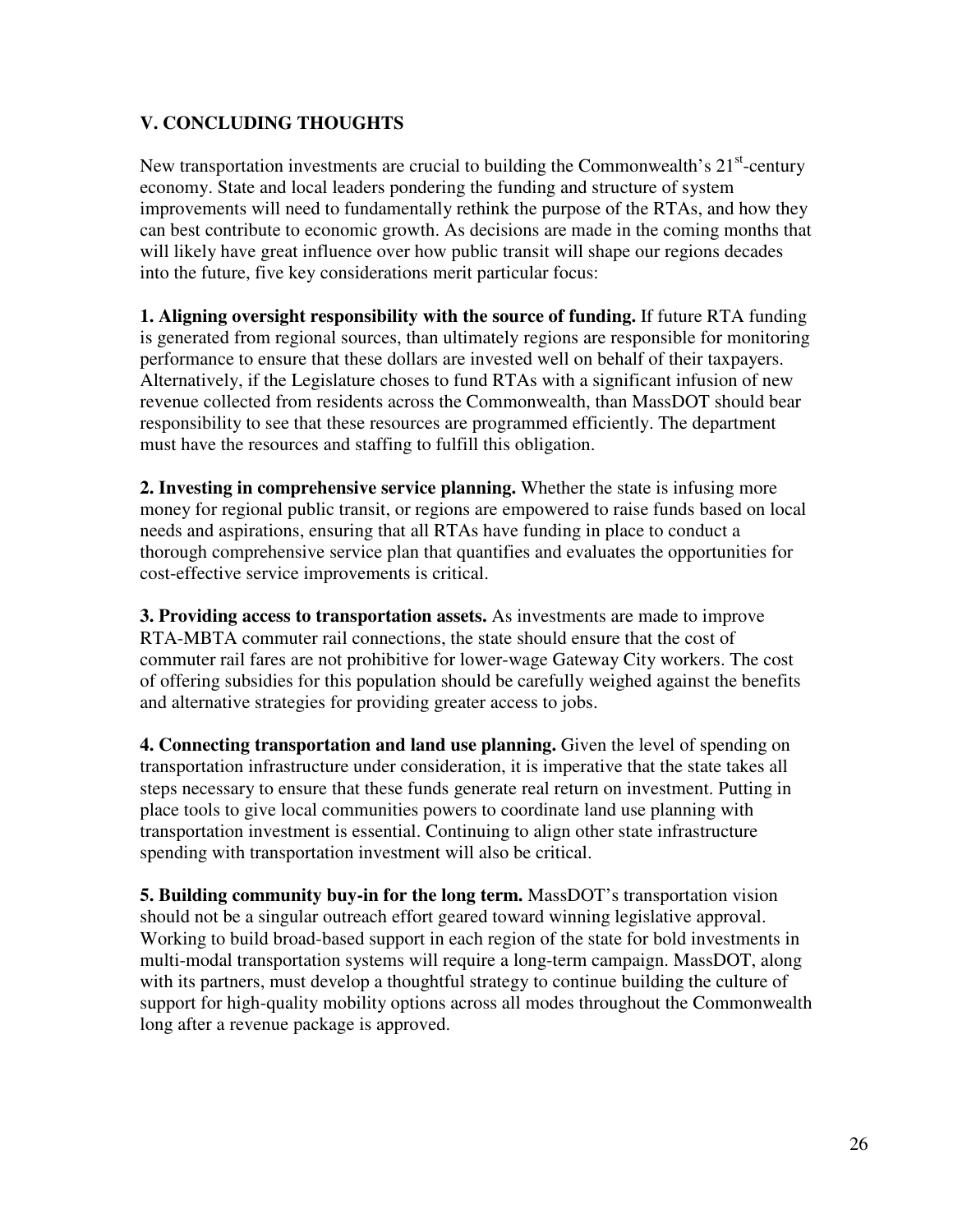## V. CONCLUDING THOUGHTS

New transportation investments are crucial to building the Commonwealth's 21st-century economy. State and local leaders pondering the funding and structure of system improvements will need to fundamentally rethink the purpose of the RTAs, and how they can best contribute to economic growth. As decisions are made in the coming months that will likely have great influence over how public transit will shape our regions decades into the future, five key considerations merit particular focus:

**1. Aligning oversight responsibility with the source of funding.** If future RTA funding is generated from regional sources, than ultimately regions are responsible for monitoring performance to ensure that these dollars are invested well on behalf of their taxpayers. Alternatively, if the Legislature choses to fund RTAs with a significant infusion of new revenue collected from residents across the Commonwealth, than MassDOT should bear responsibility to see that these resources are programmed efficiently. The department must have the resources and staffing to fulfill this obligation.

**2. Investing in comprehensive service planning.** Whether the state is infusing more money for regional public transit, or regions are empowered to raise funds based on local needs and aspirations, ensuring that all RTAs have funding in place to conduct a thorough comprehensive service plan that quantifies and evaluates the opportunities for cost-effective service improvements is critical.

**3. Providing access to transportation assets.** As investments are made to improve RTA-MBTA commuter rail connections, the state should ensure that the cost of commuter rail fares are not prohibitive for lower-wage Gateway City workers. The cost of offering subsidies for this population should be carefully weighed against the benefits and alternative strategies for providing greater access to jobs.

**4. Connecting transportation and land use planning.** Given the level of spending on transportation infrastructure under consideration, it is imperative that the state takes all steps necessary to ensure that these funds generate real return on investment. Putting in place tools to give local communities powers to coordinate land use planning with transportation investment is essential. Continuing to align other state infrastructure spending with transportation investment will also be critical.

**5. Building community buy-in for the long term.** MassDOT's transportation vision should not be a singular outreach effort geared toward winning legislative approval. Working to build broad-based support in each region of the state for bold investments in multi-modal transportation systems will require a long-term campaign. MassDOT, along with its partners, must develop a thoughtful strategy to continue building the culture of support for high-quality mobility options across all modes throughout the Commonwealth long after a revenue package is approved.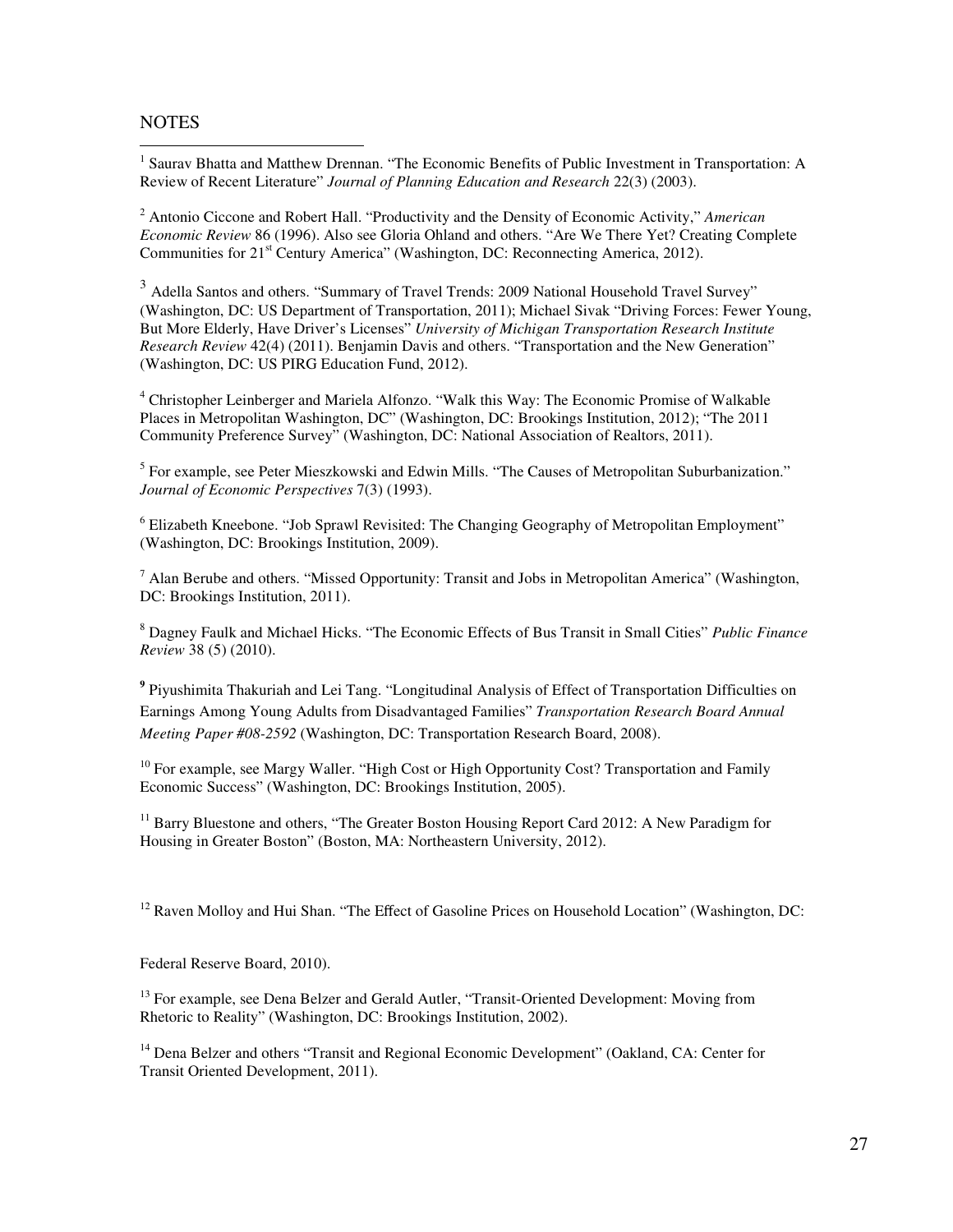NOTES

[1] Saurav Bhatta and Matthew Drennan. "The Economic Benefits of Public Investment in Transportation: A Review of Recent Literature" *Journal of Planning Education and Research* 22(3) (2003).

[2] Antonio Ciccone and Robert Hall. "Productivity and the Density of Economic Activity," *American Economic Review* 86 (1996). Also see Gloria Ohland and others. "Are We There Yet? Creating Complete Communities for 21st Century America" (Washington, DC: Reconnecting America, 2012).

[3] Adella Santos and others. "Summary of Travel Trends: 2009 National Household Travel Survey" (Washington, DC: US Department of Transportation, 2011); Michael Sivak "Driving Forces: Fewer Young, But More Elderly, Have Driver's Licenses" *University of Michigan Transportation Research Institute Research Review* 42(4) (2011). Benjamin Davis and others. "Transportation and the New Generation" (Washington, DC: US PIRG Education Fund, 2012).

[4] Christopher Leinberger and Mariela Alfonzo. "Walk this Way: The Economic Promise of Walkable Places in Metropolitan Washington, DC" (Washington, DC: Brookings Institution, 2012); "The 2011 Community Preference Survey" (Washington, DC: National Association of Realtors, 2011).

[5] For example, see Peter Mieszkowski and Edwin Mills. "The Causes of Metropolitan Suburbanization." *Journal of Economic Perspectives* 7(3) (1993).

[6] Elizabeth Kneebone. "Job Sprawl Revisited: The Changing Geography of Metropolitan Employment" (Washington, DC: Brookings Institution, 2009).

[7] Alan Berube and others. "Missed Opportunity: Transit and Jobs in Metropolitan America" (Washington, DC: Brookings Institution, 2011).

[8] Dagney Faulk and Michael Hicks. "The Economic Effects of Bus Transit in Small Cities" *Public Finance Review* 38 (5) (2010).

[9] Piyushimita Thakuriah and Lei Tang. "Longitudinal Analysis of Effect of Transportation Difficulties on Earnings Among Young Adults from Disadvantaged Families" *Transportation Research Board Annual Meeting Paper #08-2592* (Washington, DC: Transportation Research Board, 2008).

[10] For example, see Margy Waller. "High Cost or High Opportunity Cost? Transportation and Family Economic Success" (Washington, DC: Brookings Institution, 2005).

[11] Barry Bluestone and others, "The Greater Boston Housing Report Card 2012: A New Paradigm for Housing in Greater Boston" (Boston, MA: Northeastern University, 2012).

[12] Raven Molloy and Hui Shan. "The Effect of Gasoline Prices on Household Location" (Washington, DC: Federal Reserve Board, 2010).

[13] For example, see Dena Belzer and Gerald Autler, "Transit-Oriented Development: Moving from Rhetoric to Reality" (Washington, DC: Brookings Institution, 2002).

[14] Dena Belzer and others "Transit and Regional Economic Development" (Oakland, CA: Center for Transit Oriented Development, 2011).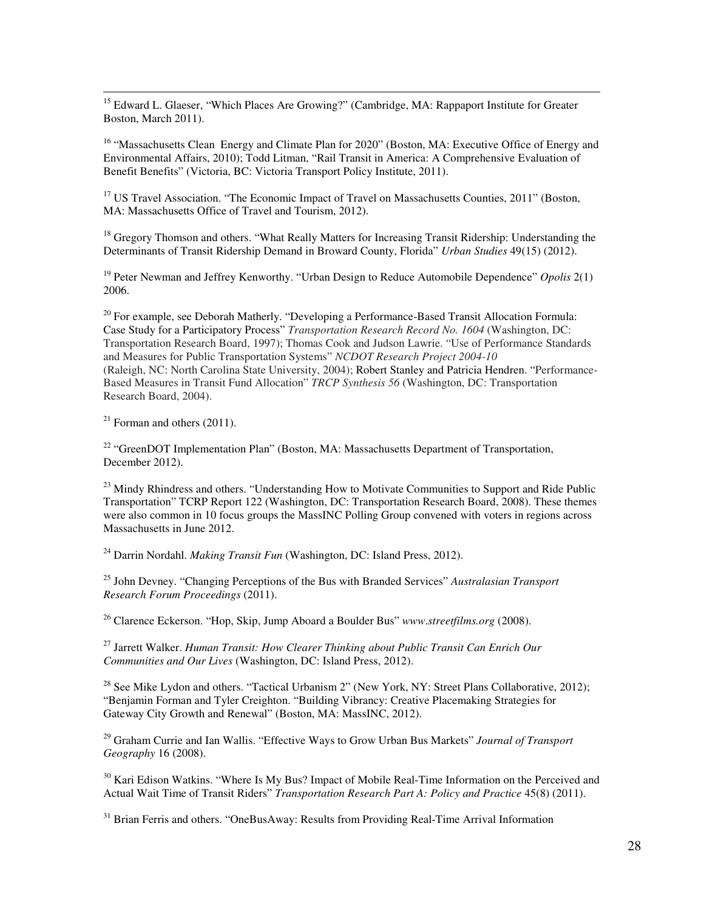[15] Edward L. Glaeser, "Which Places Are Growing?" (Cambridge, MA: Rappaport Institute for Greater Boston, March 2011).

[16] "Massachusetts Clean Energy and Climate Plan for 2020" (Boston, MA: Executive Office of Energy and Environmental Affairs, 2010); Todd Litman, "Rail Transit in America: A Comprehensive Evaluation of Benefit Benefits" (Victoria, BC: Victoria Transport Policy Institute, 2011).

[17] US Travel Association. "The Economic Impact of Travel on Massachusetts Counties, 2011" (Boston, MA: Massachusetts Office of Travel and Tourism, 2012).

[18] Gregory Thomson and others. "What Really Matters for Increasing Transit Ridership: Understanding the Determinants of Transit Ridership Demand in Broward County, Florida" *Urban Studies* 49(15) (2012).

[19] Peter Newman and Jeffrey Kenworthy. "Urban Design to Reduce Automobile Dependence" *Opolis* 2(1) 2006.

[20] For example, see Deborah Matherly. "Developing a Performance-Based Transit Allocation Formula: Case Study for a Participatory Process" *Transportation Research Record No. 1604* (Washington, DC: Transportation Research Board, 1997); Thomas Cook and Judson Lawrie. "Use of Performance Standards and Measures for Public Transportation Systems" *NCDOT Research Project 2004-10* (Raleigh, NC: North Carolina State University, 2004); Robert Stanley and Patricia Hendren. "Performance-Based Measures in Transit Fund Allocation" *TRCP Synthesis 56* (Washington, DC: Transportation Research Board, 2004).

[21] Forman and others (2011).

[22] "GreenDOT Implementation Plan" (Boston, MA: Massachusetts Department of Transportation, December 2012).

[23] Mindy Rhindress and others. "Understanding How to Motivate Communities to Support and Ride Public Transportation" TCRP Report 122 (Washington, DC: Transportation Research Board, 2008). These themes were also common in 10 focus groups the MassINC Polling Group convened with voters in regions across Massachusetts in June 2012.

[24] Darrin Nordahl. *Making Transit Fun* (Washington, DC: Island Press, 2012).

[25] John Devney. "Changing Perceptions of the Bus with Branded Services" *Australasian Transport Research Forum Proceedings* (2011).

[26] Clarence Eckerson. "Hop, Skip, Jump Aboard a Boulder Bus" *www.streetfilms.org* (2008).

[27] Jarrett Walker. *Human Transit: How Clearer Thinking about Public Transit Can Enrich Our Communities and Our Lives* (Washington, DC: Island Press, 2012).

[28] See Mike Lydon and others. "Tactical Urbanism 2" (New York, NY: Street Plans Collaborative, 2012); "Benjamin Forman and Tyler Creighton. "Building Vibrancy: Creative Placemaking Strategies for Gateway City Growth and Renewal" (Boston, MA: MassINC, 2012).

[29] Graham Currie and Ian Wallis. "Effective Ways to Grow Urban Bus Markets" *Journal of Transport Geography* 16 (2008).

[30] Kari Edison Watkins. "Where Is My Bus? Impact of Mobile Real-Time Information on the Perceived and Actual Wait Time of Transit Riders" *Transportation Research Part A: Policy and Practice* 45(8) (2011).

[31] Brian Ferris and others. "OneBusAway: Results from Providing Real-Time Arrival Information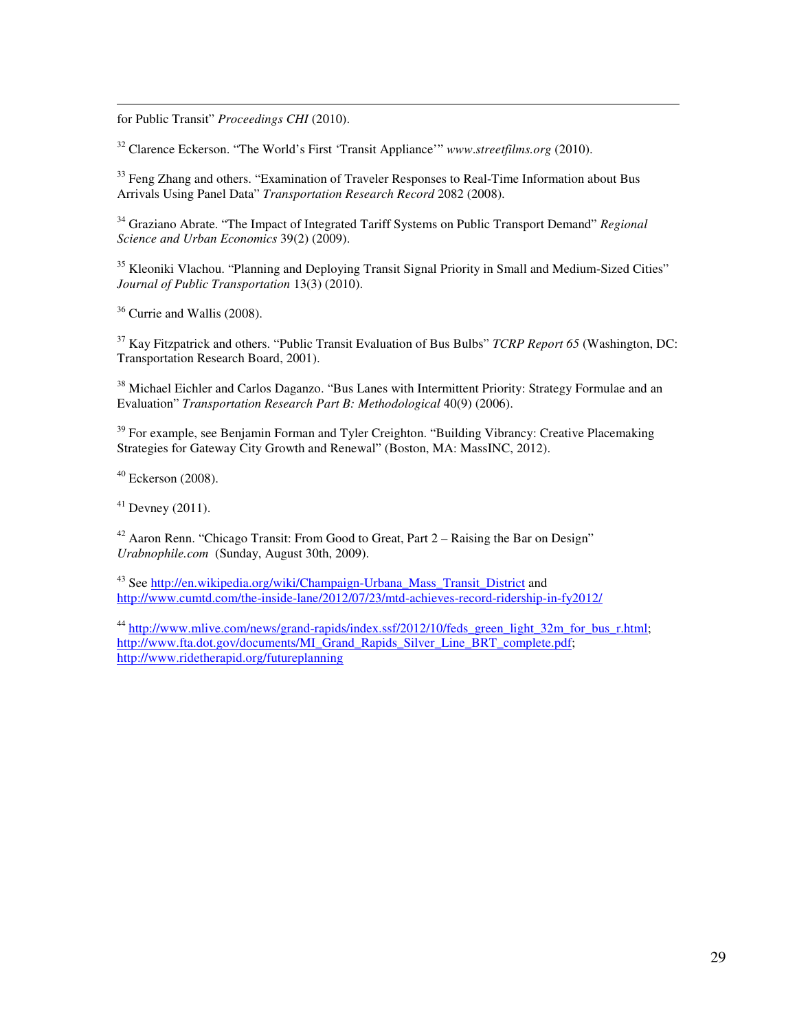for Public Transit" *Proceedings CHI* (2010).

[32] Clarence Eckerson. "The World's First 'Transit Appliance'" *www.streetfilms.org* (2010).

[33] Feng Zhang and others. "Examination of Traveler Responses to Real-Time Information about Bus Arrivals Using Panel Data" *Transportation Research Record* 2082 (2008).

[34] Graziano Abrate. "The Impact of Integrated Tariff Systems on Public Transport Demand" *Regional Science and Urban Economics* 39(2) (2009).

[35] Kleoniki Vlachou. "Planning and Deploying Transit Signal Priority in Small and Medium-Sized Cities" *Journal of Public Transportation* 13(3) (2010).

[36] Currie and Wallis (2008).

[37] Kay Fitzpatrick and others. "Public Transit Evaluation of Bus Bulbs" *TCRP Report 65* (Washington, DC: Transportation Research Board, 2001).

[38] Michael Eichler and Carlos Daganzo. "Bus Lanes with Intermittent Priority: Strategy Formulae and an Evaluation" *Transportation Research Part B: Methodological* 40(9) (2006).

[39] For example, see Benjamin Forman and Tyler Creighton. "Building Vibrancy: Creative Placemaking Strategies for Gateway City Growth and Renewal" (Boston, MA: MassINC, 2012).

[40] Eckerson (2008).

[41] Devney (2011).

[42] Aaron Renn. "Chicago Transit: From Good to Great, Part 2 – Raising the Bar on Design" *Urabnophile.com* (Sunday, August 30th, 2009).

[43] See http://en.wikipedia.org/wiki/Champaign-Urbana_Mass_Transit_District and http://www.cumtd.com/the-inside-lane/2012/07/23/mtd-achieves-record-ridership-in-fy2012/

[44] http://www.mlive.com/news/grand-rapids/index.ssf/2012/10/feds_green_light_32m_for_bus_r.html; http://www.fta.dot.gov/documents/MI_Grand_Rapids_Silver_Line_BRT_complete.pdf; http://www.ridetherapid.org/futureplanning